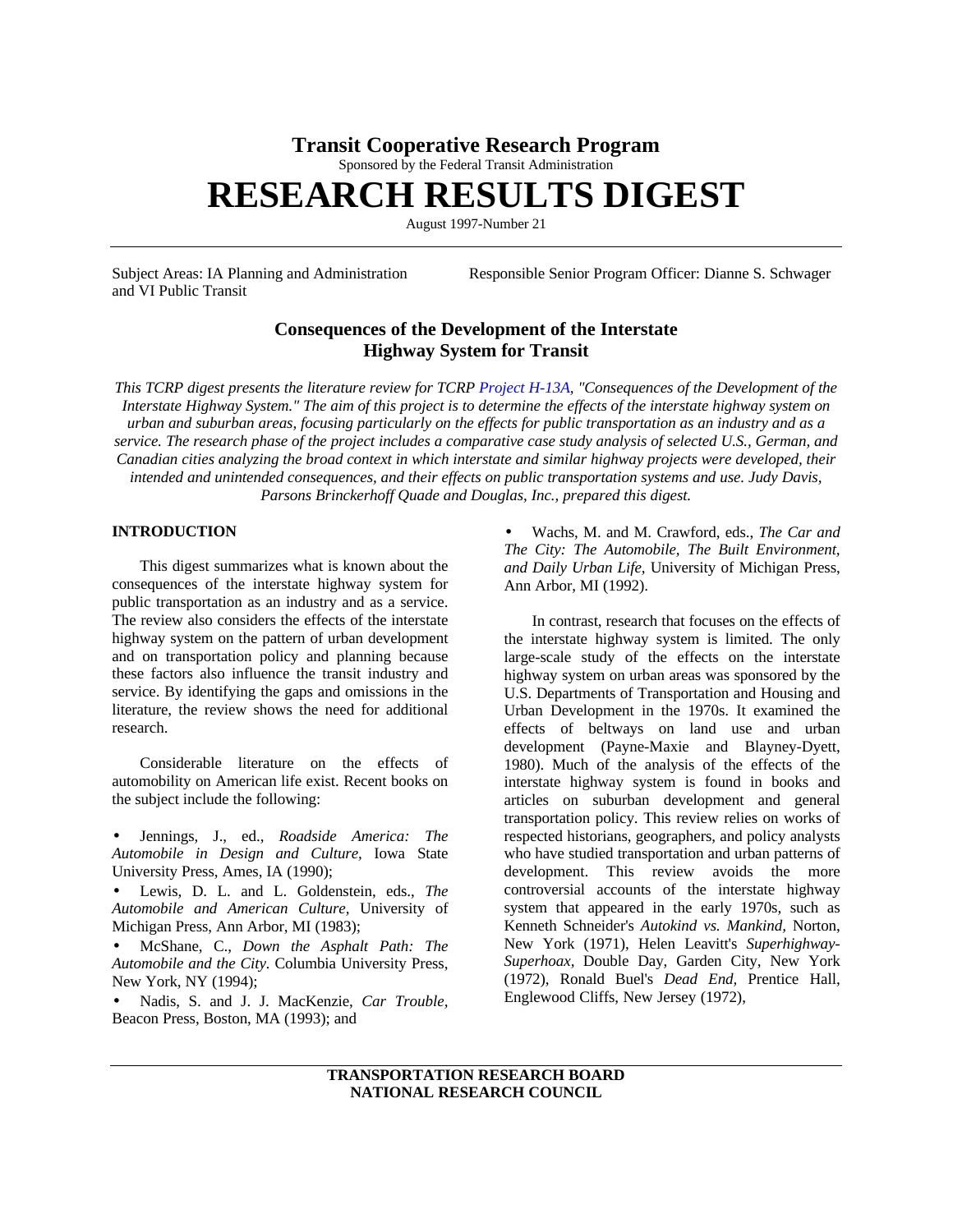# Transit Cooperative Research Program

Sponsored by the Federal Transit Administration

# RESEARCH RESULTS DIGEST

August 1997-Number 21

Subject Areas: IA Planning and Administration and VI Public Transit

Responsible Senior Program Officer: Dianne S. Schwager

## Consequences of the Development of the Interstate Highway System for Transit

*This TCRP digest presents the literature review for TCRP Project H-13A, "Consequences of the Development of the Interstate Highway System." The aim of this project is to determine the effects of the interstate highway system on urban and suburban areas, focusing particularly on the effects for public transportation as an industry and as a service. The research phase of the project includes a comparative case study analysis of selected U.S., German, and Canadian cities analyzing the broad context in which interstate and similar highway projects were developed, their intended and unintended consequences, and their effects on public transportation systems and use. Judy Davis, Parsons Brinckerhoff Quade and Douglas, Inc., prepared this digest.*

### INTRODUCTION

This digest summarizes what is known about the consequences of the interstate highway system for public transportation as an industry and as a service. The review also considers the effects of the interstate highway system on the pattern of urban development and on transportation policy and planning because these factors also influence the transit industry and service. By identifying the gaps and omissions in the literature, the review shows the need for additional research.

Considerable literature on the effects of automobility on American life exist. Recent books on the subject include the following:

- Jennings, J., ed., *Roadside America: The Automobile in Design and Culture*, Iowa State University Press, Ames, IA (1990);
- Lewis, D. L. and L. Goldenstein, eds., *The Automobile and American Culture*, University of Michigan Press, Ann Arbor, MI (1983);
- McShane, C., *Down the Asphalt Path: The Automobile and the City*. Columbia University Press, New York, NY (1994);
- Nadis, S. and J. J. MacKenzie, *Car Trouble*, Beacon Press, Boston, MA (1993); and
- Wachs, M. and M. Crawford, eds., *The Car and The City: The Automobile, The Built Environment, and Daily Urban Life*, University of Michigan Press, Ann Arbor, MI (1992).

In contrast, research that focuses on the effects of the interstate highway system is limited. The only large-scale study of the effects on the interstate highway system on urban areas was sponsored by the U.S. Departments of Transportation and Housing and Urban Development in the 1970s. It examined the effects of beltways on land use and urban development (Payne-Maxie and Blayney-Dyett, 1980). Much of the analysis of the effects of the interstate highway system is found in books and articles on suburban development and general transportation policy. This review relies on works of respected historians, geographers, and policy analysts who have studied transportation and urban patterns of development. This review avoids the more controversial accounts of the interstate highway system that appeared in the early 1970s, such as Kenneth Schneider's *Autokind vs. Mankind*, Norton, New York (1971), Helen Leavitt's *Superhighway-Superhoax*, Double Day, Garden City, New York (1972), Ronald Buel's *Dead End*, Prentice Hall, Englewood Cliffs, New Jersey (1972),

TRANSPORTATION RESEARCH BOARD
NATIONAL RESEARCH COUNCIL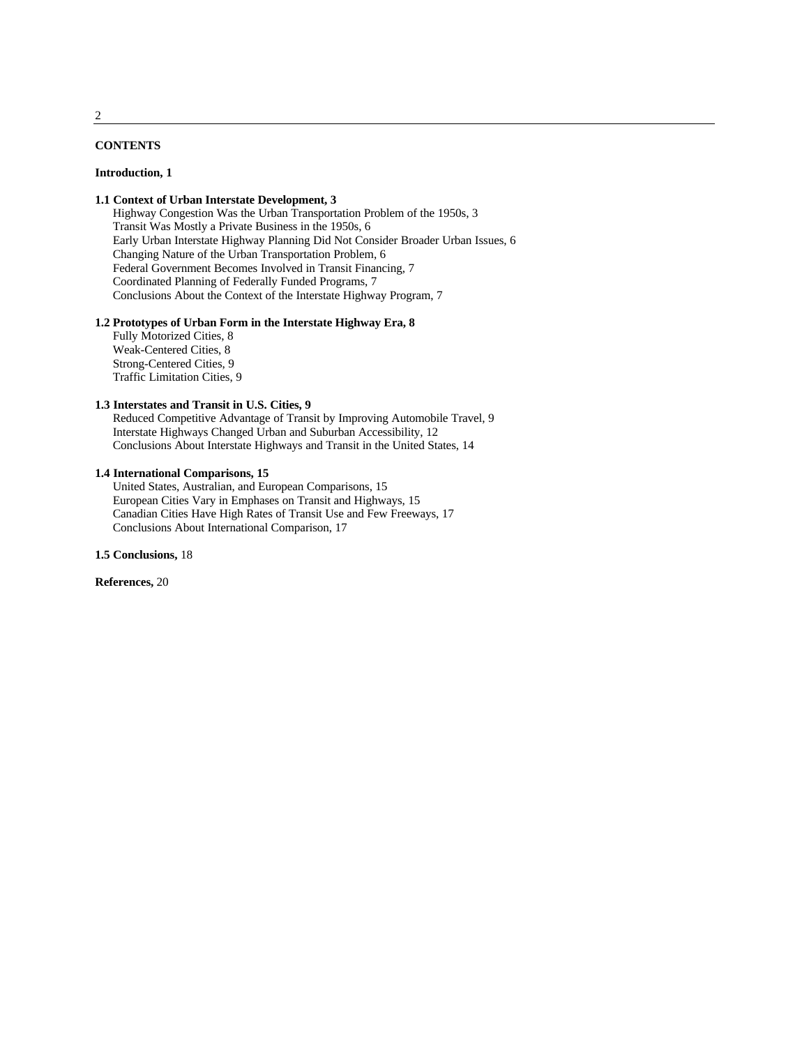**CONTENTS**

**Introduction, 1**

**1.1 Context of Urban Interstate Development, 3**

Highway Congestion Was the Urban Transportation Problem of the 1950s, 3
Transit Was Mostly a Private Business in the 1950s, 6
Early Urban Interstate Highway Planning Did Not Consider Broader Urban Issues, 6
Changing Nature of the Urban Transportation Problem, 6
Federal Government Becomes Involved in Transit Financing, 7
Coordinated Planning of Federally Funded Programs, 7
Conclusions About the Context of the Interstate Highway Program, 7

**1.2 Prototypes of Urban Form in the Interstate Highway Era, 8**

Fully Motorized Cities, 8
Weak-Centered Cities, 8
Strong-Centered Cities, 9
Traffic Limitation Cities, 9

**1.3 Interstates and Transit in U.S. Cities, 9**

Reduced Competitive Advantage of Transit by Improving Automobile Travel, 9
Interstate Highways Changed Urban and Suburban Accessibility, 12
Conclusions About Interstate Highways and Transit in the United States, 14

**1.4 International Comparisons, 15**

United States, Australian, and European Comparisons, 15
European Cities Vary in Emphases on Transit and Highways, 15
Canadian Cities Have High Rates of Transit Use and Few Freeways, 17
Conclusions About International Comparison, 17

**1.5 Conclusions,** 18

**References,** 20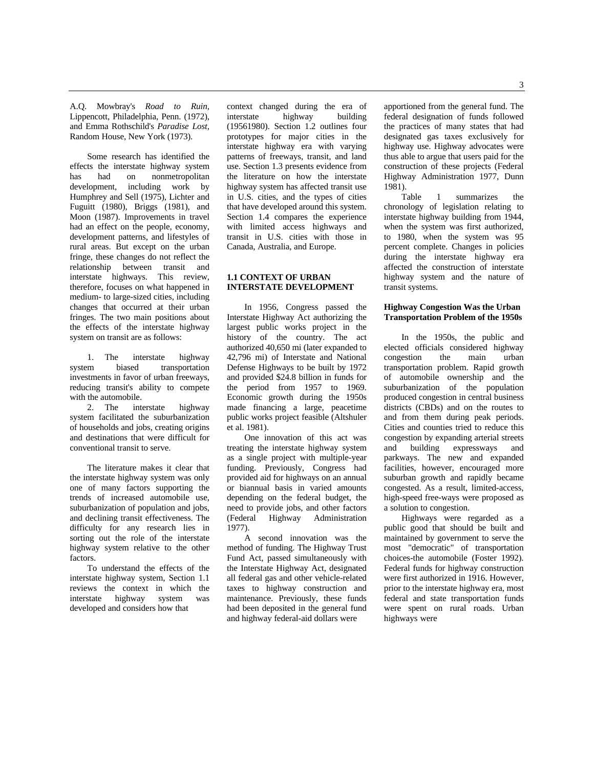A.Q. Mowbray's *Road to Ruin*, Lippencott, Philadelphia, Penn. (1972), and Emma Rothschild's *Paradise Lost*, Random House, New York (1973).

Some research has identified the effects the interstate highway system has had on nonmetropolitan development, including work by Humphrey and Sell (1975), Lichter and Fuguitt (1980), Briggs (1981), and Moon (1987). Improvements in travel had an effect on the people, economy, development patterns, and lifestyles of rural areas. But except on the urban fringe, these changes do not reflect the relationship between transit and interstate highways. This review, therefore, focuses on what happened in medium- to large-sized cities, including changes that occurred at their urban fringes. The two main positions about the effects of the interstate highway system on transit are as follows:

1. The interstate highway system biased transportation investments in favor of urban freeways, reducing transit's ability to compete with the automobile.
2. The interstate highway system facilitated the suburbanization of households and jobs, creating origins and destinations that were difficult for conventional transit to serve.

The literature makes it clear that the interstate highway system was only one of many factors supporting the trends of increased automobile use, suburbanization of population and jobs, and declining transit effectiveness. The difficulty for any research lies in sorting out the role of the interstate highway system relative to the other factors.

To understand the effects of the interstate highway system, Section 1.1 reviews the context in which the interstate highway system was developed and considers how that context changed during the era of interstate highway building (19561980). Section 1.2 outlines four prototypes for major cities in the interstate highway era with varying patterns of freeways, transit, and land use. Section 1.3 presents evidence from the literature on how the interstate highway system has affected transit use in U.S. cities, and the types of cities that have developed around this system. Section 1.4 compares the experience with limited access highways and transit in U.S. cities with those in Canada, Australia, and Europe.

## 1.1 CONTEXT OF URBAN INTERSTATE DEVELOPMENT

In 1956, Congress passed the Interstate Highway Act authorizing the largest public works project in the history of the country. The act authorized 40,650 mi (later expanded to 42,796 mi) of Interstate and National Defense Highways to be built by 1972 and provided $24.8 billion in funds for the period from 1957 to 1969. Economic growth during the 1950s made financing a large, peacetime public works project feasible (Altshuler et al. 1981).

One innovation of this act was treating the interstate highway system as a single project with multiple-year funding. Previously, Congress had provided aid for highways on an annual or biannual basis in varied amounts depending on the federal budget, the need to provide jobs, and other factors (Federal Highway Administration 1977).

A second innovation was the method of funding. The Highway Trust Fund Act, passed simultaneously with the Interstate Highway Act, designated all federal gas and other vehicle-related taxes to highway construction and maintenance. Previously, these funds had been deposited in the general fund and highway federal-aid dollars were apportioned from the general fund. The federal designation of funds followed the practices of many states that had designated gas taxes exclusively for highway use. Highway advocates were thus able to argue that users paid for the construction of these projects (Federal Highway Administration 1977, Dunn 1981).

Table 1 summarizes the chronology of legislation relating to interstate highway building from 1944, when the system was first authorized, to 1980, when the system was 95 percent complete. Changes in policies during the interstate highway era affected the construction of interstate highway system and the nature of transit systems.

### Highway Congestion Was the Urban Transportation Problem of the 1950s

In the 1950s, the public and elected officials considered highway congestion the main urban transportation problem. Rapid growth of automobile ownership and the suburbanization of the population produced congestion in central business districts (CBDs) and on the routes to and from them during peak periods. Cities and counties tried to reduce this congestion by expanding arterial streets and building expressways and parkways. The new and expanded facilities, however, encouraged more suburban growth and rapidly became congested. As a result, limited-access, high-speed free-ways were proposed as a solution to congestion.

Highways were regarded as a public good that should be built and maintained by government to serve the most "democratic" of transportation choices-the automobile (Foster 1992). Federal funds for highway construction were first authorized in 1916. However, prior to the interstate highway era, most federal and state transportation funds were spent on rural roads. Urban highways were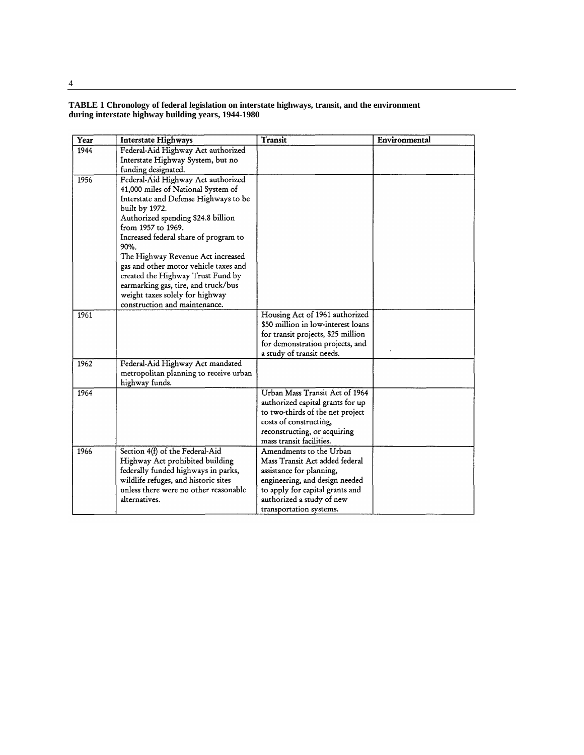**TABLE 1 Chronology of federal legislation on interstate highways, transit, and the environment during interstate highway building years, 1944-1980**

| Year | Interstate Highways | Transit | Environmental |
|---|---|---|---|
| 1944 | Federal-Aid Highway Act authorized Interstate Highway System, but no funding designated. | | |
| 1956 | Federal-Aid Highway Act authorized 41,000 miles of National System of Interstate and Defense Highways to be built by 1972. Authorized spending $24.8 billion from 1957 to 1969. Increased federal share of program to 90%. The Highway Revenue Act increased gas and other motor vehicle taxes and created the Highway Trust Fund by earmarking gas, tire, and truck/bus weight taxes solely for highway construction and maintenance. | | |
| 1961 | | Housing Act of 1961 authorized $50 million in low-interest loans for transit projects, $25 million for demonstration projects, and a study of transit needs. | |
| 1962 | Federal-Aid Highway Act mandated metropolitan planning to receive urban highway funds. | | |
| 1964 | | Urban Mass Transit Act of 1964 authorized capital grants for up to two-thirds of the net project costs of constructing, reconstructing, or acquiring mass transit facilities. | |
| 1966 | Section 4(f) of the Federal-Aid Highway Act prohibited building federally funded highways in parks, wildlife refuges, and historic sites unless there were no other reasonable alternatives. | Amendments to the Urban Mass Transit Act added federal assistance for planning, engineering, and design needed to apply for capital grants and authorized a study of new transportation systems. | |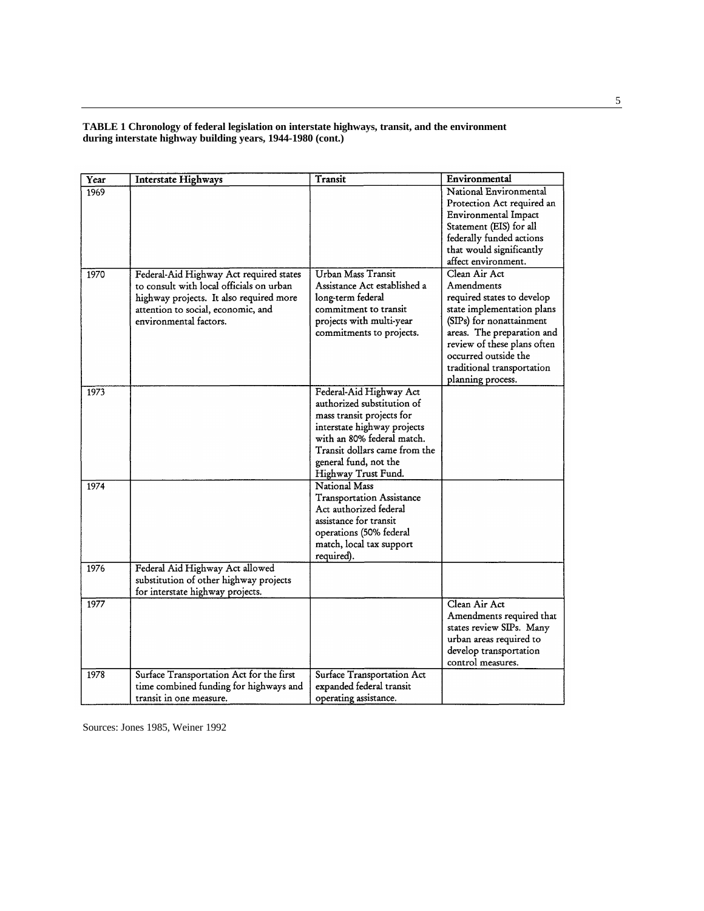**TABLE 1 Chronology of federal legislation on interstate highways, transit, and the environment during interstate highway building years, 1944-1980 (cont.)**

| Year | Interstate Highways | Transit | Environmental |
|---|---|---|---|
| 1969 | | | National Environmental Protection Act required an Environmental Impact Statement (EIS) for all federally funded actions that would significantly affect environment. |
| 1970 | Federal-Aid Highway Act required states to consult with local officials on urban highway projects. It also required more attention to social, economic, and environmental factors. | Urban Mass Transit Assistance Act established a long-term federal commitment to transit projects with multi-year commitments to projects. | Clean Air Act Amendments required states to develop state implementation plans (SIPs) for nonattainment areas. The preparation and review of these plans often occurred outside the traditional transportation planning process. |
| 1973 | | Federal-Aid Highway Act authorized substitution of mass transit projects for interstate highway projects with an 80% federal match. Transit dollars came from the general fund, not the Highway Trust Fund. | |
| 1974 | | National Mass Transportation Assistance Act authorized federal assistance for transit operations (50% federal match, local tax support required). | |
| 1976 | Federal Aid Highway Act allowed substitution of other highway projects for interstate highway projects. | | |
| 1977 | | | Clean Air Act Amendments required that states review SIPs. Many urban areas required to develop transportation control measures. |
| 1978 | Surface Transportation Act for the first time combined funding for highways and transit in one measure. | Surface Transportation Act expanded federal transit operating assistance. | |

Sources: Jones 1985, Weiner 1992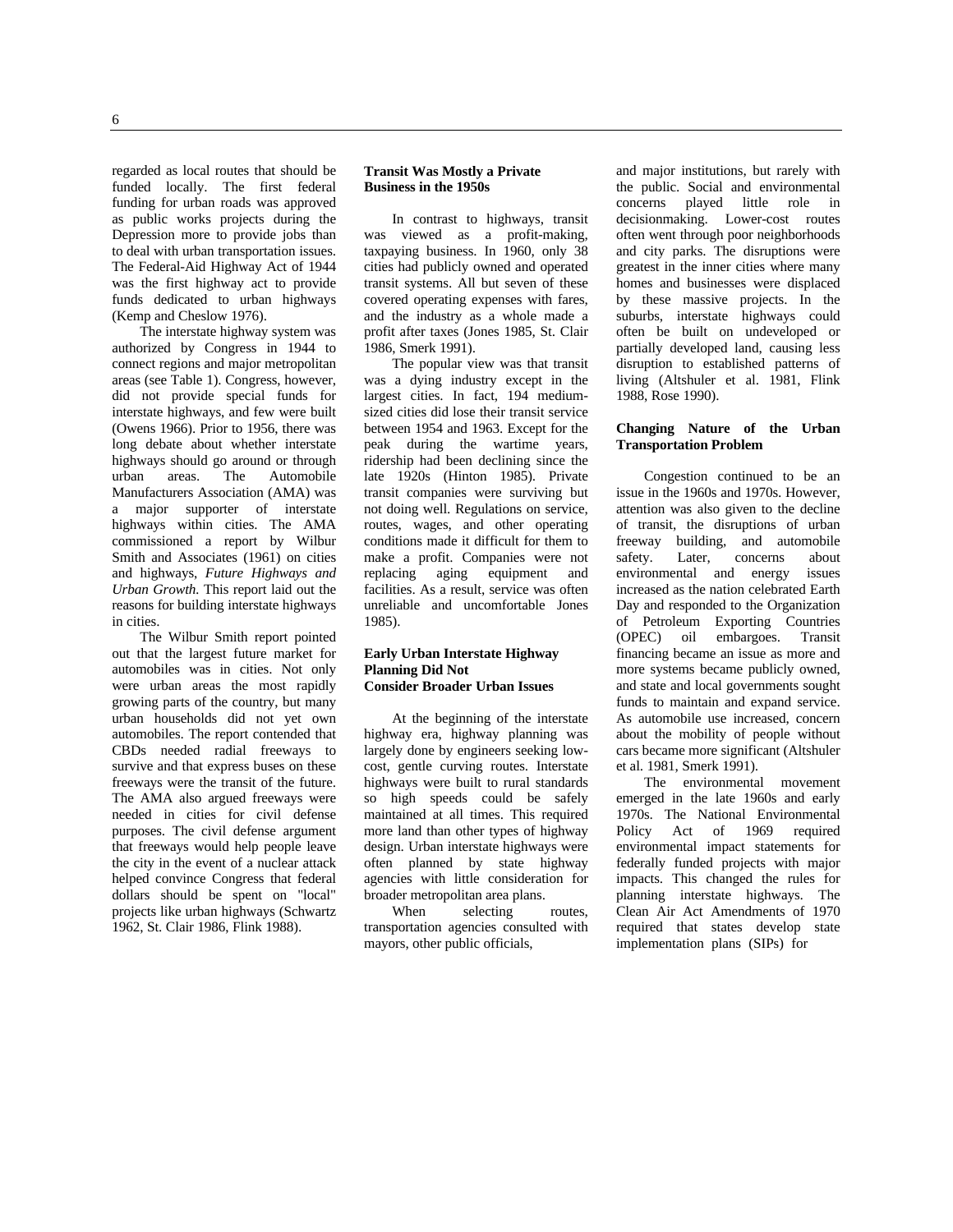regarded as local routes that should be funded locally. The first federal funding for urban roads was approved as public works projects during the Depression more to provide jobs than to deal with urban transportation issues. The Federal-Aid Highway Act of 1944 was the first highway act to provide funds dedicated to urban highways (Kemp and Cheslow 1976).

The interstate highway system was authorized by Congress in 1944 to connect regions and major metropolitan areas (see Table 1). Congress, however, did not provide special funds for interstate highways, and few were built (Owens 1966). Prior to 1956, there was long debate about whether interstate highways should go around or through urban areas. The Automobile Manufacturers Association (AMA) was a major supporter of interstate highways within cities. The AMA commissioned a report by Wilbur Smith and Associates (1961) on cities and highways, *Future Highways and Urban Growth*. This report laid out the reasons for building interstate highways in cities.

The Wilbur Smith report pointed out that the largest future market for automobiles was in cities. Not only were urban areas the most rapidly growing parts of the country, but many urban households did not yet own automobiles. The report contended that CBDs needed radial freeways to survive and that express buses on these freeways were the transit of the future. The AMA also argued freeways were needed in cities for civil defense purposes. The civil defense argument that freeways would help people leave the city in the event of a nuclear attack helped convince Congress that federal dollars should be spent on "local" projects like urban highways (Schwartz 1962, St. Clair 1986, Flink 1988).

**Transit Was Mostly a Private Business in the 1950s**

In contrast to highways, transit was viewed as a profit-making, taxpaying business. In 1960, only 38 cities had publicly owned and operated transit systems. All but seven of these covered operating expenses with fares, and the industry as a whole made a profit after taxes (Jones 1985, St. Clair 1986, Smerk 1991).

The popular view was that transit was a dying industry except in the largest cities. In fact, 194 medium-sized cities did lose their transit service between 1954 and 1963. Except for the peak during the wartime years, ridership had been declining since the late 1920s (Hinton 1985). Private transit companies were surviving but not doing well. Regulations on service, routes, wages, and other operating conditions made it difficult for them to make a profit. Companies were not replacing aging equipment and facilities. As a result, service was often unreliable and uncomfortable Jones 1985).

**Early Urban Interstate Highway Planning Did Not Consider Broader Urban Issues**

At the beginning of the interstate highway era, highway planning was largely done by engineers seeking low-cost, gentle curving routes. Interstate highways were built to rural standards so high speeds could be safely maintained at all times. This required more land than other types of highway design. Urban interstate highways were often planned by state highway agencies with little consideration for broader metropolitan area plans.

When selecting routes, transportation agencies consulted with mayors, other public officials, and major institutions, but rarely with the public. Social and environmental concerns played little role in decisionmaking. Lower-cost routes often went through poor neighborhoods and city parks. The disruptions were greatest in the inner cities where many homes and businesses were displaced by these massive projects. In the suburbs, interstate highways could often be built on undeveloped or partially developed land, causing less disruption to established patterns of living (Altshuler et al. 1981, Flink 1988, Rose 1990).

**Changing Nature of the Urban Transportation Problem**

Congestion continued to be an issue in the 1960s and 1970s. However, attention was also given to the decline of transit, the disruptions of urban freeway building, and automobile safety. Later, concerns about environmental and energy issues increased as the nation celebrated Earth Day and responded to the Organization of Petroleum Exporting Countries (OPEC) oil embargoes. Transit financing became an issue as more and more systems became publicly owned, and state and local governments sought funds to maintain and expand service. As automobile use increased, concern about the mobility of people without cars became more significant (Altshuler et al. 1981, Smerk 1991).

The environmental movement emerged in the late 1960s and early 1970s. The National Environmental Policy Act of 1969 required environmental impact statements for federally funded projects with major impacts. This changed the rules for planning interstate highways. The Clean Air Act Amendments of 1970 required that states develop state implementation plans (SIPs) for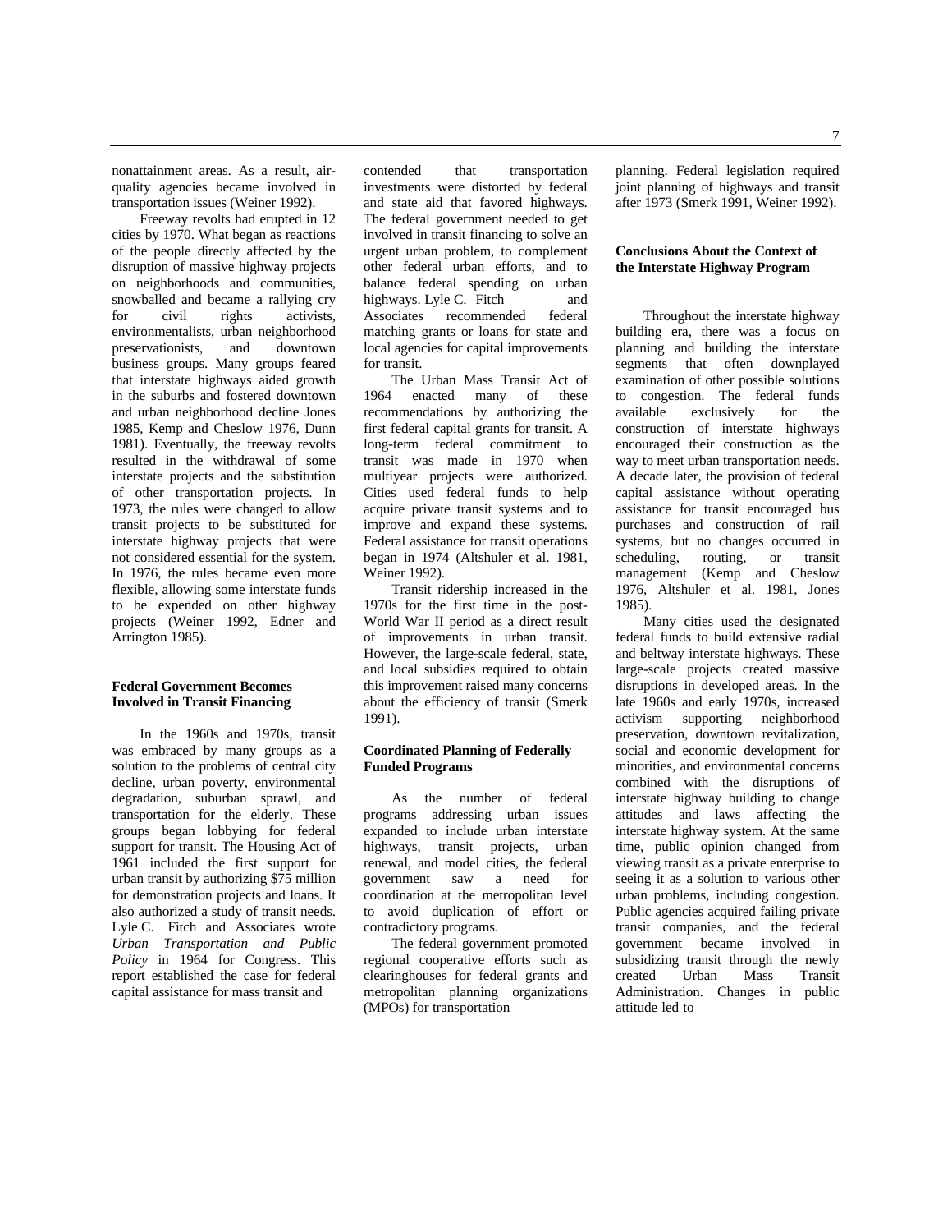nonattainment areas. As a result, air-quality agencies became involved in transportation issues (Weiner 1992).

Freeway revolts had erupted in 12 cities by 1970. What began as reactions of the people directly affected by the disruption of massive highway projects on neighborhoods and communities, snowballed and became a rallying cry for civil rights activists, environmentalists, urban neighborhood preservationists, and downtown business groups. Many groups feared that interstate highways aided growth in the suburbs and fostered downtown and urban neighborhood decline Jones 1985, Kemp and Cheslow 1976, Dunn 1981). Eventually, the freeway revolts resulted in the withdrawal of some interstate projects and the substitution of other transportation projects. In 1973, the rules were changed to allow transit projects to be substituted for interstate highway projects that were not considered essential for the system. In 1976, the rules became even more flexible, allowing some interstate funds to be expended on other highway projects (Weiner 1992, Edner and Arrington 1985).

### Federal Government Becomes Involved in Transit Financing

In the 1960s and 1970s, transit was embraced by many groups as a solution to the problems of central city decline, urban poverty, environmental degradation, suburban sprawl, and transportation for the elderly. These groups began lobbying for federal support for transit. The Housing Act of 1961 included the first support for urban transit by authorizing $75 million for demonstration projects and loans. It also authorized a study of transit needs. Lyle C. Fitch and Associates wrote *Urban Transportation and Public Policy* in 1964 for Congress. This report established the case for federal capital assistance for mass transit and contended that transportation investments were distorted by federal and state aid that favored highways. The federal government needed to get involved in transit financing to solve an urgent urban problem, to complement other federal urban efforts, and to balance federal spending on urban highways. Lyle C. Fitch and Associates recommended federal matching grants or loans for state and local agencies for capital improvements for transit.

The Urban Mass Transit Act of 1964 enacted many of these recommendations by authorizing the first federal capital grants for transit. A long-term federal commitment to transit was made in 1970 when multiyear projects were authorized. Cities used federal funds to help acquire private transit systems and to improve and expand these systems. Federal assistance for transit operations began in 1974 (Altshuler et al. 1981, Weiner 1992).

Transit ridership increased in the 1970s for the first time in the post-World War II period as a direct result of improvements in urban transit. However, the large-scale federal, state, and local subsidies required to obtain this improvement raised many concerns about the efficiency of transit (Smerk 1991).

### Coordinated Planning of Federally Funded Programs

As the number of federal programs addressing urban issues expanded to include urban interstate highways, transit projects, urban renewal, and model cities, the federal government saw a need for coordination at the metropolitan level to avoid duplication of effort or contradictory programs.

The federal government promoted regional cooperative efforts such as clearinghouses for federal grants and metropolitan planning organizations (MPOs) for transportation planning. Federal legislation required joint planning of highways and transit after 1973 (Smerk 1991, Weiner 1992).

### Conclusions About the Context of the Interstate Highway Program

Throughout the interstate highway building era, there was a focus on planning and building the interstate segments that often downplayed examination of other possible solutions to congestion. The federal funds available exclusively for the construction of interstate highways encouraged their construction as the way to meet urban transportation needs. A decade later, the provision of federal capital assistance without operating assistance for transit encouraged bus purchases and construction of rail systems, but no changes occurred in scheduling, routing, or transit management (Kemp and Cheslow 1976, Altshuler et al. 1981, Jones 1985).

Many cities used the designated federal funds to build extensive radial and beltway interstate highways. These large-scale projects created massive disruptions in developed areas. In the late 1960s and early 1970s, increased activism supporting neighborhood preservation, downtown revitalization, social and economic development for minorities, and environmental concerns combined with the disruptions of interstate highway building to change attitudes and laws affecting the interstate highway system. At the same time, public opinion changed from viewing transit as a private enterprise to seeing it as a solution to various other urban problems, including congestion. Public agencies acquired failing private transit companies, and the federal government became involved in subsidizing transit through the newly created Urban Mass Transit Administration. Changes in public attitude led to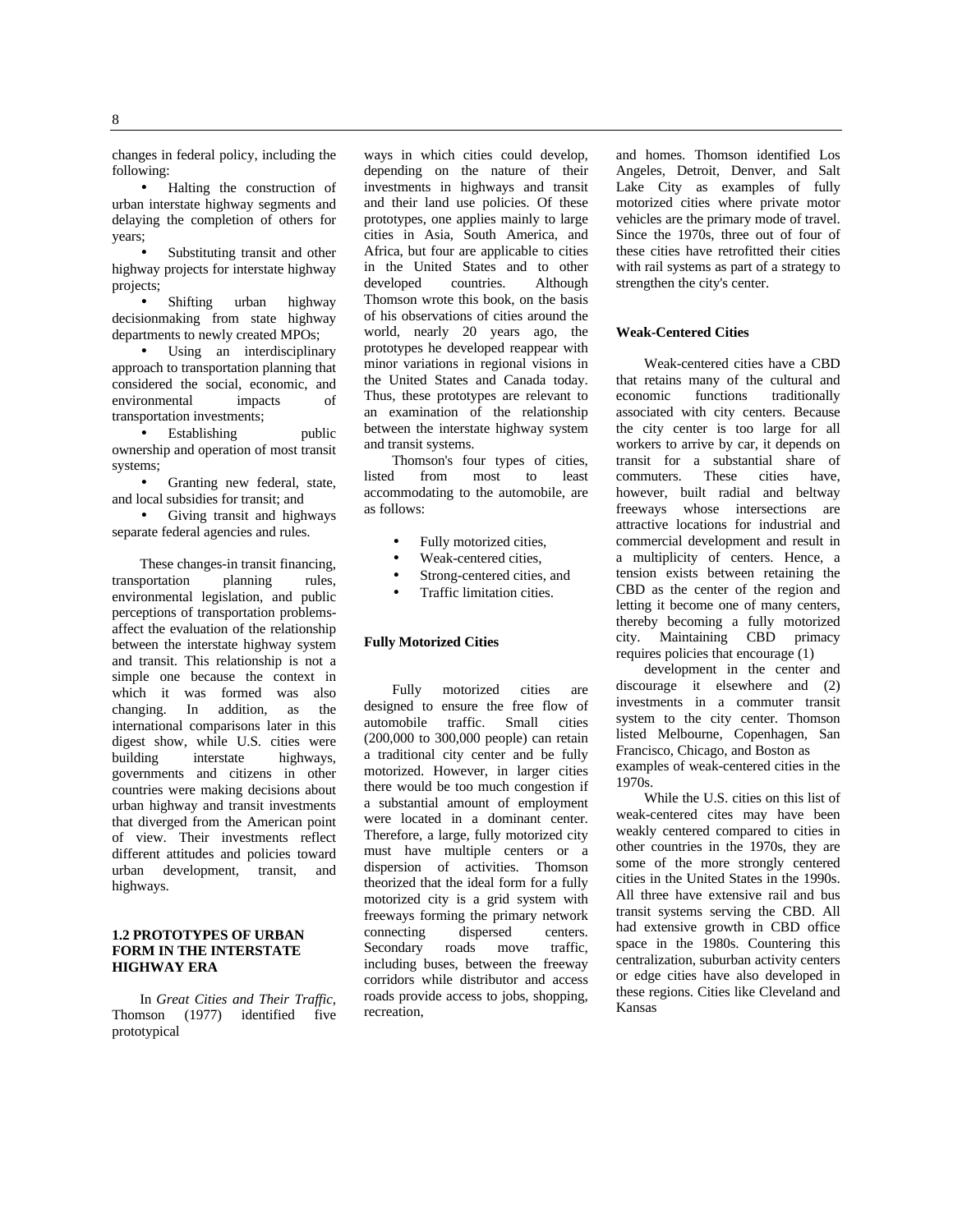changes in federal policy, including the following:

- Halting the construction of urban interstate highway segments and delaying the completion of others for years;
- Substituting transit and other highway projects for interstate highway projects;
- Shifting urban highway decisionmaking from state highway departments to newly created MPOs;
- Using an interdisciplinary approach to transportation planning that considered the social, economic, and environmental impacts of transportation investments;
- Establishing public ownership and operation of most transit systems;
- Granting new federal, state, and local subsidies for transit; and
- Giving transit and highways separate federal agencies and rules.

These changes-in transit financing, transportation planning rules, environmental legislation, and public perceptions of transportation problems-affect the evaluation of the relationship between the interstate highway system and transit. This relationship is not a simple one because the context in which it was formed was also changing. In addition, as the international comparisons later in this digest show, while U.S. cities were building interstate highways, governments and citizens in other countries were making decisions about urban highway and transit investments that diverged from the American point of view. Their investments reflect different attitudes and policies toward urban development, transit, and highways.

## 1.2 PROTOTYPES OF URBAN FORM IN THE INTERSTATE HIGHWAY ERA

In *Great Cities and Their Traffic,* Thomson (1977) identified five prototypical ways in which cities could develop, depending on the nature of their investments in highways and transit and their land use policies. Of these prototypes, one applies mainly to large cities in Asia, South America, and Africa, but four are applicable to cities in the United States and to other developed countries. Although Thomson wrote this book, on the basis of his observations of cities around the world, nearly 20 years ago, the prototypes he developed reappear with minor variations in regional visions in the United States and Canada today. Thus, these prototypes are relevant to an examination of the relationship between the interstate highway system and transit systems.

Thomson's four types of cities, listed from most to least accommodating to the automobile, are as follows:

- Fully motorized cities,
- Weak-centered cities,
- Strong-centered cities, and
- Traffic limitation cities.

### Fully Motorized Cities

Fully motorized cities are designed to ensure the free flow of automobile traffic. Small cities (200,000 to 300,000 people) can retain a traditional city center and be fully motorized. However, in larger cities there would be too much congestion if a substantial amount of employment were located in a dominant center. Therefore, a large, fully motorized city must have multiple centers or a dispersion of activities. Thomson theorized that the ideal form for a fully motorized city is a grid system with freeways forming the primary network connecting dispersed centers. Secondary roads move traffic, including buses, between the freeway corridors while distributor and access roads provide access to jobs, shopping, recreation, and homes. Thomson identified Los Angeles, Detroit, Denver, and Salt Lake City as examples of fully motorized cities where private motor vehicles are the primary mode of travel. Since the 1970s, three out of four of these cities have retrofitted their cities with rail systems as part of a strategy to strengthen the city's center.

### Weak-Centered Cities

Weak-centered cities have a CBD that retains many of the cultural and economic functions traditionally associated with city centers. Because the city center is too large for all workers to arrive by car, it depends on transit for a substantial share of commuters. These cities have, however, built radial and beltway freeways whose intersections are attractive locations for industrial and commercial development and result in a multiplicity of centers. Hence, a tension exists between retaining the CBD as the center of the region and letting it become one of many centers, thereby becoming a fully motorized city. Maintaining CBD primacy requires policies that encourage (1) development in the center and discourage it elsewhere and (2) investments in a commuter transit system to the city center. Thomson listed Melbourne, Copenhagen, San Francisco, Chicago, and Boston as examples of weak-centered cities in the 1970s.

While the U.S. cities on this list of weak-centered cites may have been weakly centered compared to cities in other countries in the 1970s, they are some of the more strongly centered cities in the United States in the 1990s. All three have extensive rail and bus transit systems serving the CBD. All had extensive growth in CBD office space in the 1980s. Countering this centralization, suburban activity centers or edge cities have also developed in these regions. Cities like Cleveland and Kansas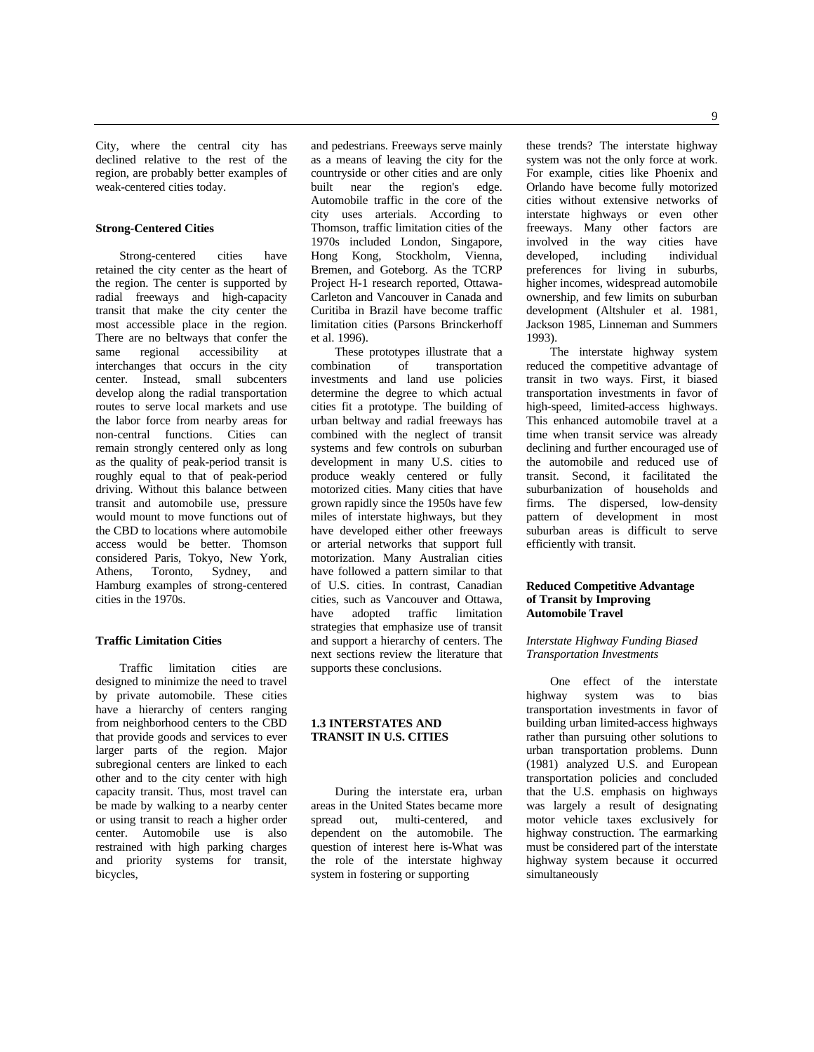City, where the central city has declined relative to the rest of the region, are probably better examples of weak-centered cities today.

### Strong-Centered Cities

Strong-centered cities have retained the city center as the heart of the region. The center is supported by radial freeways and high-capacity transit that make the city center the most accessible place in the region. There are no beltways that confer the same regional accessibility at interchanges that occurs in the city center. Instead, small subcenters develop along the radial transportation routes to serve local markets and use the labor force from nearby areas for non-central functions. Cities can remain strongly centered only as long as the quality of peak-period transit is roughly equal to that of peak-period driving. Without this balance between transit and automobile use, pressure would mount to move functions out of the CBD to locations where automobile access would be better. Thomson considered Paris, Tokyo, New York, Athens, Toronto, Sydney, and Hamburg examples of strong-centered cities in the 1970s.

### Traffic Limitation Cities

Traffic limitation cities are designed to minimize the need to travel by private automobile. These cities have a hierarchy of centers ranging from neighborhood centers to the CBD that provide goods and services to ever larger parts of the region. Major subregional centers are linked to each other and to the city center with high capacity transit. Thus, most travel can be made by walking to a nearby center or using transit to reach a higher order center. Automobile use is also restrained with high parking charges and priority systems for transit, bicycles, and pedestrians. Freeways serve mainly as a means of leaving the city for the countryside or other cities and are only built near the region's edge. Automobile traffic in the core of the city uses arterials. According to Thomson, traffic limitation cities of the 1970s included London, Singapore, Hong Kong, Stockholm, Vienna, Bremen, and Goteborg. As the TCRP Project H-1 research reported, Ottawa-Carleton and Vancouver in Canada and Curitiba in Brazil have become traffic limitation cities (Parsons Brinckerhoff et al. 1996).

These prototypes illustrate that a combination of transportation investments and land use policies determine the degree to which actual cities fit a prototype. The building of urban beltway and radial freeways has combined with the neglect of transit systems and few controls on suburban development in many U.S. cities to produce weakly centered or fully motorized cities. Many cities that have grown rapidly since the 1950s have few miles of interstate highways, but they have developed either other freeways or arterial networks that support full motorization. Many Australian cities have followed a pattern similar to that of U.S. cities. In contrast, Canadian cities, such as Vancouver and Ottawa, have adopted traffic limitation strategies that emphasize use of transit and support a hierarchy of centers. The next sections review the literature that supports these conclusions.

## 1.3 INTERSTATES AND TRANSIT IN U.S. CITIES

During the interstate era, urban areas in the United States became more spread out, multi-centered, and dependent on the automobile. The question of interest here is-What was the role of the interstate highway system in fostering or supporting these trends? The interstate highway system was not the only force at work. For example, cities like Phoenix and Orlando have become fully motorized cities without extensive networks of interstate highways or even other freeways. Many other factors are involved in the way cities have developed, including individual preferences for living in suburbs, higher incomes, widespread automobile ownership, and few limits on suburban development (Altshuler et al. 1981, Jackson 1985, Linneman and Summers 1993).

The interstate highway system reduced the competitive advantage of transit in two ways. First, it biased transportation investments in favor of high-speed, limited-access highways. This enhanced automobile travel at a time when transit service was already declining and further encouraged use of the automobile and reduced use of transit. Second, it facilitated the suburbanization of households and firms. The dispersed, low-density pattern of development in most suburban areas is difficult to serve efficiently with transit.

### Reduced Competitive Advantage of Transit by Improving Automobile Travel

*Interstate Highway Funding Biased Transportation Investments*

One effect of the interstate highway system was to bias transportation investments in favor of building urban limited-access highways rather than pursuing other solutions to urban transportation problems. Dunn (1981) analyzed U.S. and European transportation policies and concluded that the U.S. emphasis on highways was largely a result of designating motor vehicle taxes exclusively for highway construction. The earmarking must be considered part of the interstate highway system because it occurred simultaneously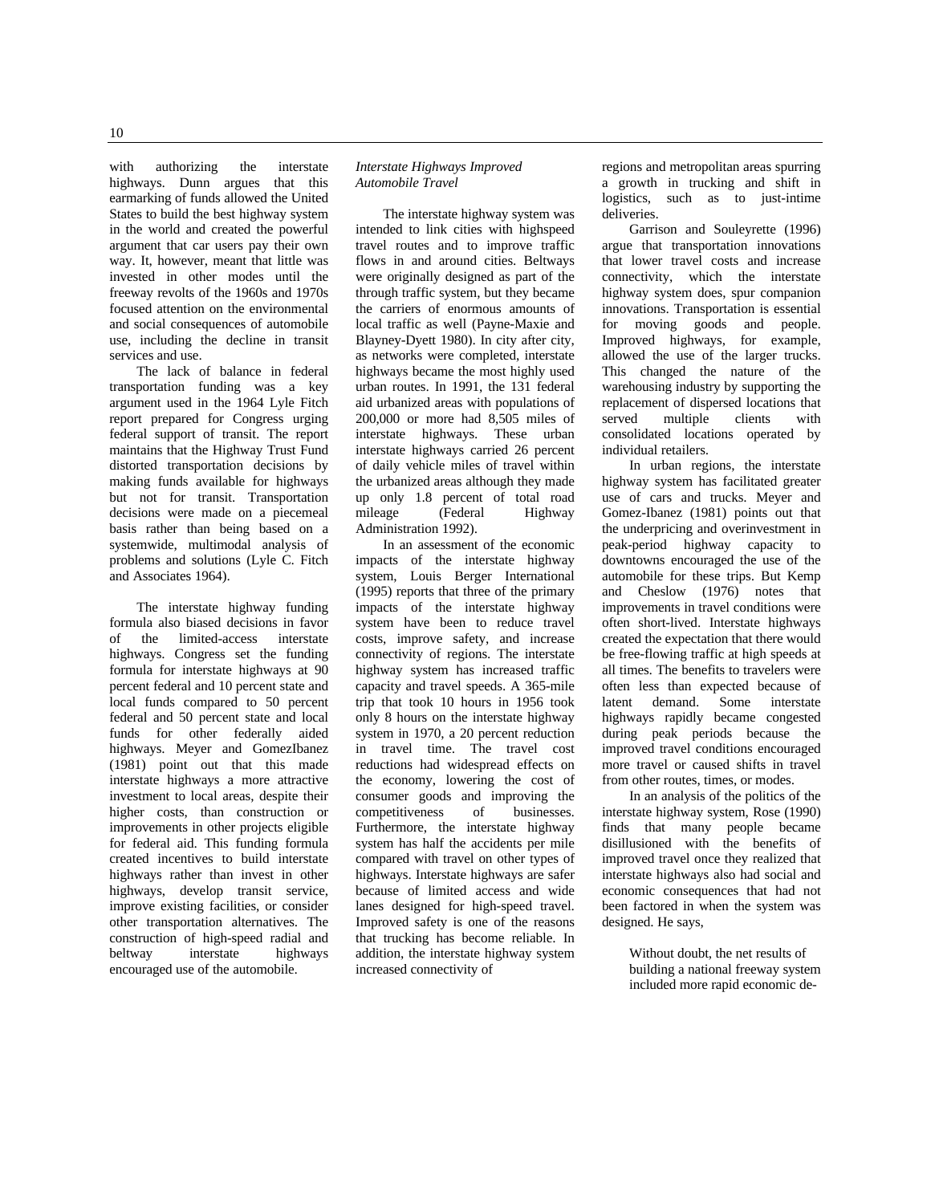with authorizing the interstate highways. Dunn argues that this earmarking of funds allowed the United States to build the best highway system in the world and created the powerful argument that car users pay their own way. It, however, meant that little was invested in other modes until the freeway revolts of the 1960s and 1970s focused attention on the environmental and social consequences of automobile use, including the decline in transit services and use.

The lack of balance in federal transportation funding was a key argument used in the 1964 Lyle Fitch report prepared for Congress urging federal support of transit. The report maintains that the Highway Trust Fund distorted transportation decisions by making funds available for highways but not for transit. Transportation decisions were made on a piecemeal basis rather than being based on a systemwide, multimodal analysis of problems and solutions (Lyle C. Fitch and Associates 1964).

The interstate highway funding formula also biased decisions in favor of the limited-access interstate highways. Congress set the funding formula for interstate highways at 90 percent federal and 10 percent state and local funds compared to 50 percent federal and 50 percent state and local funds for other federally aided highways. Meyer and GomezIbanez (1981) point out that this made interstate highways a more attractive investment to local areas, despite their higher costs, than construction or improvements in other projects eligible for federal aid. This funding formula created incentives to build interstate highways rather than invest in other highways, develop transit service, improve existing facilities, or consider other transportation alternatives. The construction of high-speed radial and beltway interstate highways encouraged use of the automobile.

*Interstate Highways Improved Automobile Travel*

The interstate highway system was intended to link cities with highspeed travel routes and to improve traffic flows in and around cities. Beltways were originally designed as part of the through traffic system, but they became the carriers of enormous amounts of local traffic as well (Payne-Maxie and Blayney-Dyett 1980). In city after city, as networks were completed, interstate highways became the most highly used urban routes. In 1991, the 131 federal aid urbanized areas with populations of 200,000 or more had 8,505 miles of interstate highways. These urban interstate highways carried 26 percent of daily vehicle miles of travel within the urbanized areas although they made up only 1.8 percent of total road mileage (Federal Highway Administration 1992).

In an assessment of the economic impacts of the interstate highway system, Louis Berger International (1995) reports that three of the primary impacts of the interstate highway system have been to reduce travel costs, improve safety, and increase connectivity of regions. The interstate highway system has increased traffic capacity and travel speeds. A 365-mile trip that took 10 hours in 1956 took only 8 hours on the interstate highway system in 1970, a 20 percent reduction in travel time. The travel cost reductions had widespread effects on the economy, lowering the cost of consumer goods and improving the competitiveness of businesses. Furthermore, the interstate highway system has half the accidents per mile compared with travel on other types of highways. Interstate highways are safer because of limited access and wide lanes designed for high-speed travel. Improved safety is one of the reasons that trucking has become reliable. In addition, the interstate highway system increased connectivity of regions and metropolitan areas spurring a growth in trucking and shift in logistics, such as to just-intime deliveries.

Garrison and Souleyrette (1996) argue that transportation innovations that lower travel costs and increase connectivity, which the interstate highway system does, spur companion innovations. Transportation is essential for moving goods and people. Improved highways, for example, allowed the use of the larger trucks. This changed the nature of the warehousing industry by supporting the replacement of dispersed locations that served multiple clients with consolidated locations operated by individual retailers.

In urban regions, the interstate highway system has facilitated greater use of cars and trucks. Meyer and Gomez-Ibanez (1981) points out that the underpricing and overinvestment in peak-period highway capacity to downtowns encouraged the use of the automobile for these trips. But Kemp and Cheslow (1976) notes that improvements in travel conditions were often short-lived. Interstate highways created the expectation that there would be free-flowing traffic at high speeds at all times. The benefits to travelers were often less than expected because of latent demand. Some interstate highways rapidly became congested during peak periods because the improved travel conditions encouraged more travel or caused shifts in travel from other routes, times, or modes.

In an analysis of the politics of the interstate highway system, Rose (1990) finds that many people became disillusioned with the benefits of improved travel once they realized that interstate highways also had social and economic consequences that had not been factored in when the system was designed. He says,

> Without doubt, the net results of building a national freeway system included more rapid economic de-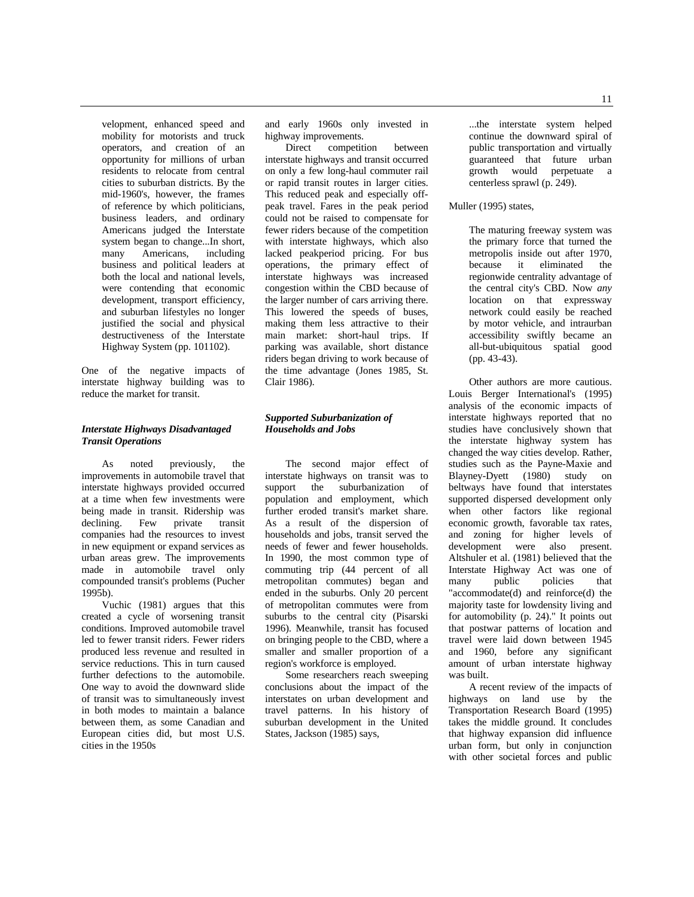velopment, enhanced speed and mobility for motorists and truck operators, and creation of an opportunity for millions of urban residents to relocate from central cities to suburban districts. By the mid-1960's, however, the frames of reference by which politicians, business leaders, and ordinary Americans judged the Interstate system began to change...In short, many Americans, including business and political leaders at both the local and national levels, were contending that economic development, transport efficiency, and suburban lifestyles no longer justified the social and physical destructiveness of the Interstate Highway System (pp. 101102).

One of the negative impacts of interstate highway building was to reduce the market for transit.

### *Interstate Highways Disadvantaged Transit Operations*

As noted previously, the improvements in automobile travel that interstate highways provided occurred at a time when few investments were being made in transit. Ridership was declining. Few private transit companies had the resources to invest in new equipment or expand services as urban areas grew. The improvements made in automobile travel only compounded transit's problems (Pucher 1995b).

Vuchic (1981) argues that this created a cycle of worsening transit conditions. Improved automobile travel led to fewer transit riders. Fewer riders produced less revenue and resulted in service reductions. This in turn caused further defections to the automobile. One way to avoid the downward slide of transit was to simultaneously invest in both modes to maintain a balance between them, as some Canadian and European cities did, but most U.S. cities in the 1950s and early 1960s only invested in highway improvements.

Direct competition between interstate highways and transit occurred on only a few long-haul commuter rail or rapid transit routes in larger cities. This reduced peak and especially off-peak travel. Fares in the peak period could not be raised to compensate for fewer riders because of the competition with interstate highways, which also lacked peakperiod pricing. For bus operations, the primary effect of interstate highways was increased congestion within the CBD because of the larger number of cars arriving there. This lowered the speeds of buses, making them less attractive to their main market: short-haul trips. If parking was available, short distance riders began driving to work because of the time advantage (Jones 1985, St. Clair 1986).

### *Supported Suburbanization of Households and Jobs*

The second major effect of interstate highways on transit was to support the suburbanization of population and employment, which further eroded transit's market share. As a result of the dispersion of households and jobs, transit served the needs of fewer and fewer households. In 1990, the most common type of commuting trip (44 percent of all metropolitan commutes) began and ended in the suburbs. Only 20 percent of metropolitan commutes were from suburbs to the central city (Pisarski 1996). Meanwhile, transit has focused on bringing people to the CBD, where a smaller and smaller proportion of a region's workforce is employed.

Some researchers reach sweeping conclusions about the impact of the interstates on urban development and travel patterns. In his history of suburban development in the United States, Jackson (1985) says,

> ...the interstate system helped continue the downward spiral of public transportation and virtually guaranteed that future urban growth would perpetuate a centerless sprawl (p. 249).

Muller (1995) states,

> The maturing freeway system was the primary force that turned the metropolis inside out after 1970, because it eliminated the regionwide centrality advantage of the central city's CBD. Now *any* location on that expressway network could easily be reached by motor vehicle, and intraurban accessibility swiftly became an all-but-ubiquitous spatial good (pp. 43-43).

Other authors are more cautious. Louis Berger International's (1995) analysis of the economic impacts of interstate highways reported that no studies have conclusively shown that the interstate highway system has changed the way cities develop. Rather, studies such as the Payne-Maxie and Blayney-Dyett (1980) study on beltways have found that interstates supported dispersed development only when other factors like regional economic growth, favorable tax rates, and zoning for higher levels of development were also present. Altshuler et al. (1981) believed that the Interstate Highway Act was one of many public policies that "accommodate(d) and reinforce(d) the majority taste for lowdensity living and for automobility (p. 24)." It points out that postwar patterns of location and travel were laid down between 1945 and 1960, before any significant amount of urban interstate highway was built.

A recent review of the impacts of highways on land use by the Transportation Research Board (1995) takes the middle ground. It concludes that highway expansion did influence urban form, but only in conjunction with other societal forces and public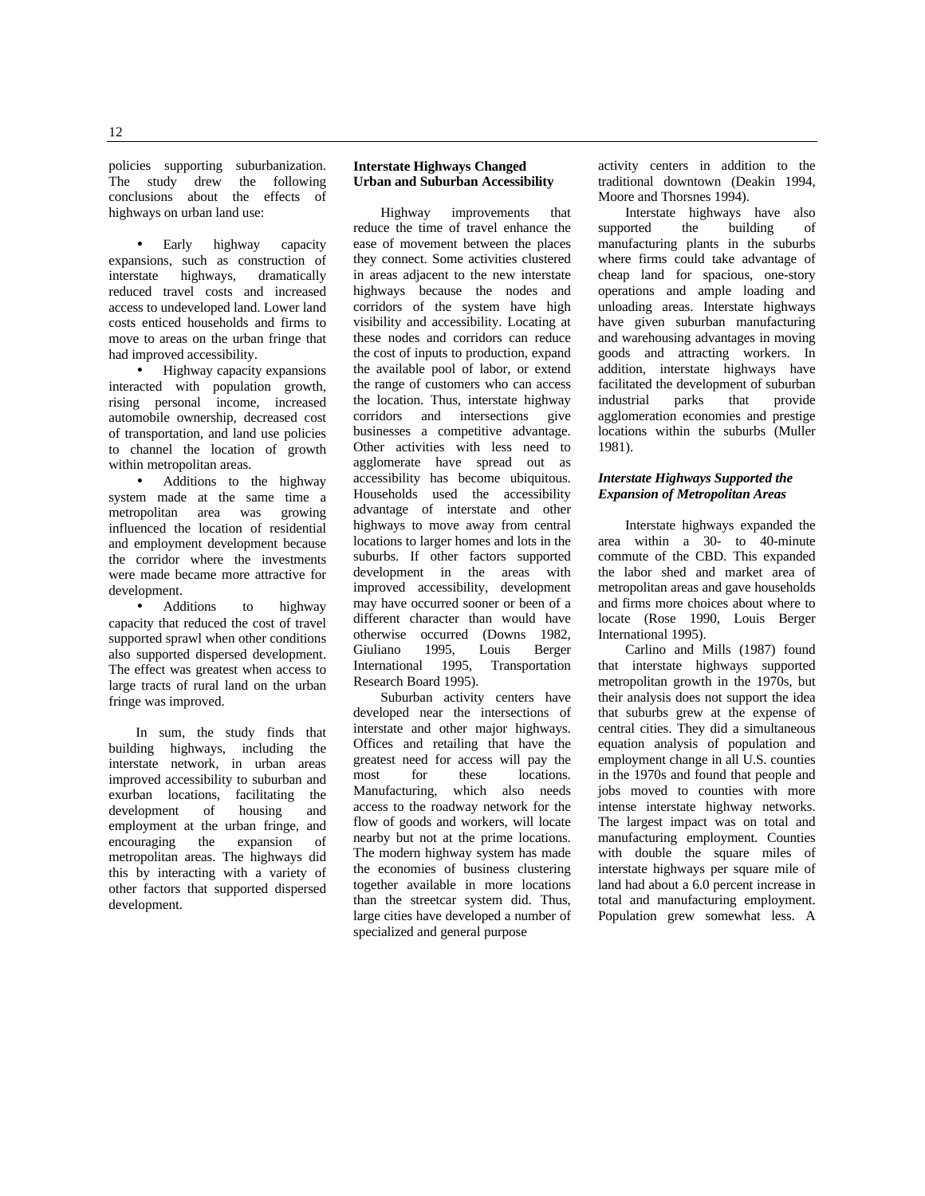policies supporting suburbanization. The study drew the following conclusions about the effects of highways on urban land use:

- Early highway capacity expansions, such as construction of interstate highways, dramatically reduced travel costs and increased access to undeveloped land. Lower land costs enticed households and firms to move to areas on the urban fringe that had improved accessibility.
- Highway capacity expansions interacted with population growth, rising personal income, increased automobile ownership, decreased cost of transportation, and land use policies to channel the location of growth within metropolitan areas.
- Additions to the highway system made at the same time a metropolitan area was growing influenced the location of residential and employment development because the corridor where the investments were made became more attractive for development.
- Additions to highway capacity that reduced the cost of travel supported sprawl when other conditions also supported dispersed development. The effect was greatest when access to large tracts of rural land on the urban fringe was improved.

In sum, the study finds that building highways, including the interstate network, in urban areas improved accessibility to suburban and exurban locations, facilitating the development of housing and employment at the urban fringe, and encouraging the expansion of metropolitan areas. The highways did this by interacting with a variety of other factors that supported dispersed development.

**Interstate Highways Changed Urban and Suburban Accessibility**

Highway improvements that reduce the time of travel enhance the ease of movement between the places they connect. Some activities clustered in areas adjacent to the new interstate highways because the nodes and corridors of the system have high visibility and accessibility. Locating at these nodes and corridors can reduce the cost of inputs to production, expand the available pool of labor, or extend the range of customers who can access the location. Thus, interstate highway corridors and intersections give businesses a competitive advantage. Other activities with less need to agglomerate have spread out as accessibility has become ubiquitous. Households used the accessibility advantage of interstate and other highways to move away from central locations to larger homes and lots in the suburbs. If other factors supported development in the areas with improved accessibility, development may have occurred sooner or been of a different character than would have otherwise occurred (Downs 1982, Giuliano 1995, Louis Berger International 1995, Transportation Research Board 1995).

Suburban activity centers have developed near the intersections of interstate and other major highways. Offices and retailing that have the greatest need for access will pay the most for these locations. Manufacturing, which also needs access to the roadway network for the flow of goods and workers, will locate nearby but not at the prime locations. The modern highway system has made the economies of business clustering together available in more locations than the streetcar system did. Thus, large cities have developed a number of specialized and general purpose activity centers in addition to the traditional downtown (Deakin 1994, Moore and Thorsnes 1994).

Interstate highways have also supported the building of manufacturing plants in the suburbs where firms could take advantage of cheap land for spacious, one-story operations and ample loading and unloading areas. Interstate highways have given suburban manufacturing and warehousing advantages in moving goods and attracting workers. In addition, interstate highways have facilitated the development of suburban industrial parks that provide agglomeration economies and prestige locations within the suburbs (Muller 1981).

***Interstate Highways Supported the Expansion of Metropolitan Areas***

Interstate highways expanded the area within a 30- to 40-minute commute of the CBD. This expanded the labor shed and market area of metropolitan areas and gave households and firms more choices about where to locate (Rose 1990, Louis Berger International 1995).

Carlino and Mills (1987) found that interstate highways supported metropolitan growth in the 1970s, but their analysis does not support the idea that suburbs grew at the expense of central cities. They did a simultaneous equation analysis of population and employment change in all U.S. counties in the 1970s and found that people and jobs moved to counties with more intense interstate highway networks. The largest impact was on total and manufacturing employment. Counties with double the square miles of interstate highways per square mile of land had about a 6.0 percent increase in total and manufacturing employment. Population grew somewhat less. A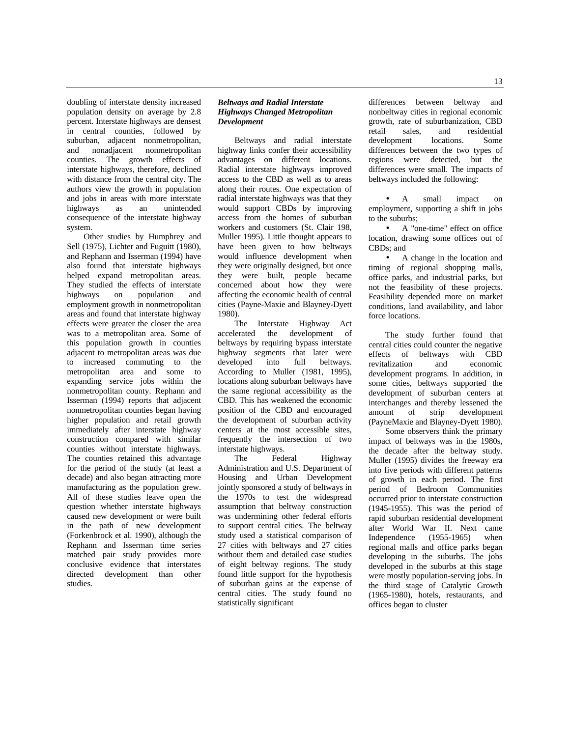doubling of interstate density increased population density on average by 2.8 percent. Interstate highways are densest in central counties, followed by suburban, adjacent nonmetropolitan, and nonadjacent nonmetropolitan counties. The growth effects of interstate highways, therefore, declined with distance from the central city. The authors view the growth in population and jobs in areas with more interstate highways as an unintended consequence of the interstate highway system.

Other studies by Humphrey and Sell (1975), Lichter and Fuguitt (1980), and Rephann and Isserman (1994) have also found that interstate highways helped expand metropolitan areas. They studied the effects of interstate highways on population and employment growth in nonmetropolitan areas and found that interstate highway effects were greater the closer the area was to a metropolitan area. Some of this population growth in counties adjacent to metropolitan areas was due to increased commuting to the metropolitan area and some to expanding service jobs within the nonmetropolitan county. Rephann and Isserman (1994) reports that adjacent nonmetropolitan counties began having higher population and retail growth immediately after interstate highway construction compared with similar counties without interstate highways. The counties retained this advantage for the period of the study (at least a decade) and also began attracting more manufacturing as the population grew. All of these studies leave open the question whether interstate highways caused new development or were built in the path of new development (Forkenbrock et al. 1990), although the Rephann and Isserman time series matched pair study provides more conclusive evidence that interstates directed development than other studies.

***Beltways and Radial Interstate Highways Changed Metropolitan Development***

Beltways and radial interstate highway links confer their accessibility advantages on different locations. Radial interstate highways improved access to the CBD as well as to areas along their routes. One expectation of radial interstate highways was that they would support CBDs by improving access from the homes of suburban workers and customers (St. Clair 198, Muller 1995). Little thought appears to have been given to how beltways would influence development when they were originally designed, but once they were built, people became concerned about how they were affecting the economic health of central cities (Payne-Maxie and Blayney-Dyett 1980).

The Interstate Highway Act accelerated the development of beltways by requiring bypass interstate highway segments that later were developed into full beltways. According to Muller (1981, 1995), locations along suburban beltways have the same regional accessibility as the CBD. This has weakened the economic position of the CBD and encouraged the development of suburban activity centers at the most accessible sites, frequently the intersection of two interstate highways.

The Federal Highway Administration and U.S. Department of Housing and Urban Development jointly sponsored a study of beltways in the 1970s to test the widespread assumption that beltway construction was undermining other federal efforts to support central cities. The beltway study used a statistical comparison of 27 cities with beltways and 27 cities without them and detailed case studies of eight beltway regions. The study found little support for the hypothesis of suburban gains at the expense of central cities. The study found no statistically significant differences between beltway and nonbeltway cities in regional economic growth, rate of suburbanization, CBD retail sales, and residential development locations. Some differences between the two types of regions were detected, but the differences were small. The impacts of beltways included the following:

- A small impact on employment, supporting a shift in jobs to the suburbs;
- A "one-time" effect on office location, drawing some offices out of CBDs; and
- A change in the location and timing of regional shopping malls, office parks, and industrial parks, but not the feasibility of these projects. Feasibility depended more on market conditions, land availability, and labor force locations.

The study further found that central cities could counter the negative effects of beltways with CBD revitalization and economic development programs. In addition, in some cities, beltways supported the development of suburban centers at interchanges and thereby lessened the amount of strip development (PayneMaxie and Blayney-Dyett 1980).

Some observers think the primary impact of beltways was in the 1980s, the decade after the beltway study. Muller (1995) divides the freeway era into five periods with different patterns of growth in each period. The first period of Bedroom Communities occurred prior to interstate construction (1945-1955). This was the period of rapid suburban residential development after World War II. Next came Independence (1955-1965) when regional malls and office parks began developing in the suburbs. The jobs developed in the suburbs at this stage were mostly population-serving jobs. In the third stage of Catalytic Growth (1965-1980), hotels, restaurants, and offices began to cluster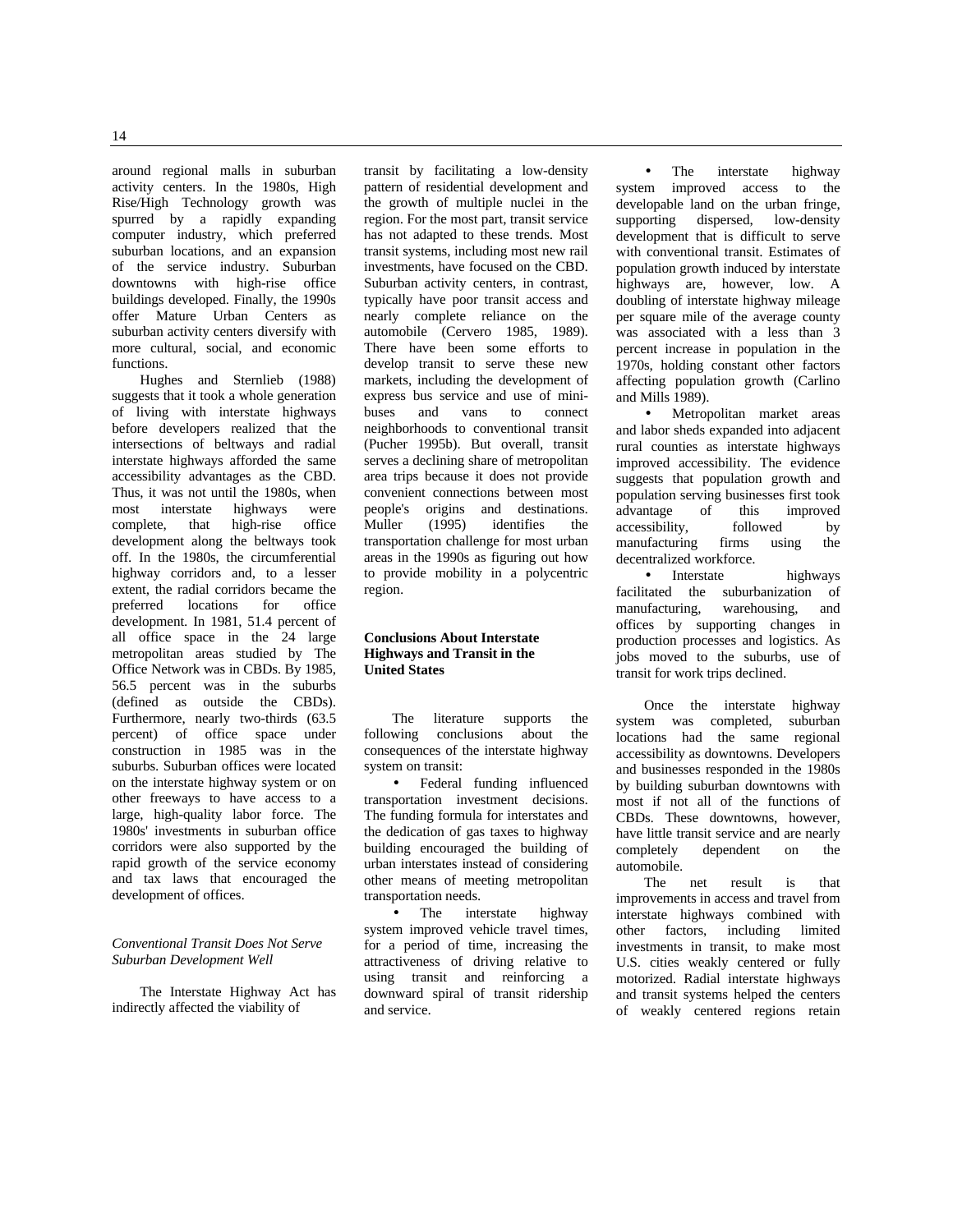around regional malls in suburban activity centers. In the 1980s, High Rise/High Technology growth was spurred by a rapidly expanding computer industry, which preferred suburban locations, and an expansion of the service industry. Suburban downtowns with high-rise office buildings developed. Finally, the 1990s offer Mature Urban Centers as suburban activity centers diversify with more cultural, social, and economic functions.

Hughes and Sternlieb (1988) suggests that it took a whole generation of living with interstate highways before developers realized that the intersections of beltways and radial interstate highways afforded the same accessibility advantages as the CBD. Thus, it was not until the 1980s, when most interstate highways were complete, that high-rise office development along the beltways took off. In the 1980s, the circumferential highway corridors and, to a lesser extent, the radial corridors became the preferred locations for office development. In 1981, 51.4 percent of all office space in the 24 large metropolitan areas studied by The Office Network was in CBDs. By 1985, 56.5 percent was in the suburbs (defined as outside the CBDs). Furthermore, nearly two-thirds (63.5 percent) of office space under construction in 1985 was in the suburbs. Suburban offices were located on the interstate highway system or on other freeways to have access to a large, high-quality labor force. The 1980s' investments in suburban office corridors were also supported by the rapid growth of the service economy and tax laws that encouraged the development of offices.

### *Conventional Transit Does Not Serve Suburban Development Well*

The Interstate Highway Act has indirectly affected the viability of transit by facilitating a low-density pattern of residential development and the growth of multiple nuclei in the region. For the most part, transit service has not adapted to these trends. Most transit systems, including most new rail investments, have focused on the CBD. Suburban activity centers, in contrast, typically have poor transit access and nearly complete reliance on the automobile (Cervero 1985, 1989). There have been some efforts to develop transit to serve these new markets, including the development of express bus service and use of mini-buses and vans to connect neighborhoods to conventional transit (Pucher 1995b). But overall, transit serves a declining share of metropolitan area trips because it does not provide convenient connections between most people's origins and destinations. Muller (1995) identifies the transportation challenge for most urban areas in the 1990s as figuring out how to provide mobility in a polycentric region.

## Conclusions About Interstate Highways and Transit in the United States

The literature supports the following conclusions about the consequences of the interstate highway system on transit:

- Federal funding influenced transportation investment decisions. The funding formula for interstates and the dedication of gas taxes to highway building encouraged the building of urban interstates instead of considering other means of meeting metropolitan transportation needs.
- The interstate highway system improved vehicle travel times, for a period of time, increasing the attractiveness of driving relative to using transit and reinforcing a downward spiral of transit ridership and service.
- The interstate highway system improved access to the developable land on the urban fringe, supporting dispersed, low-density development that is difficult to serve with conventional transit. Estimates of population growth induced by interstate highways are, however, low. A doubling of interstate highway mileage per square mile of the average county was associated with a less than 3 percent increase in population in the 1970s, holding constant other factors affecting population growth (Carlino and Mills 1989).
- Metropolitan market areas and labor sheds expanded into adjacent rural counties as interstate highways improved accessibility. The evidence suggests that population growth and population serving businesses first took advantage of this improved accessibility, followed by manufacturing firms using the decentralized workforce.
- Interstate highways facilitated the suburbanization of manufacturing, warehousing, and offices by supporting changes in production processes and logistics. As jobs moved to the suburbs, use of transit for work trips declined.

Once the interstate highway system was completed, suburban locations had the same regional accessibility as downtowns. Developers and businesses responded in the 1980s by building suburban downtowns with most if not all of the functions of CBDs. These downtowns, however, have little transit service and are nearly completely dependent on the automobile.

The net result is that improvements in access and travel from interstate highways combined with other factors, including limited investments in transit, to make most U.S. cities weakly centered or fully motorized. Radial interstate highways and transit systems helped the centers of weakly centered regions retain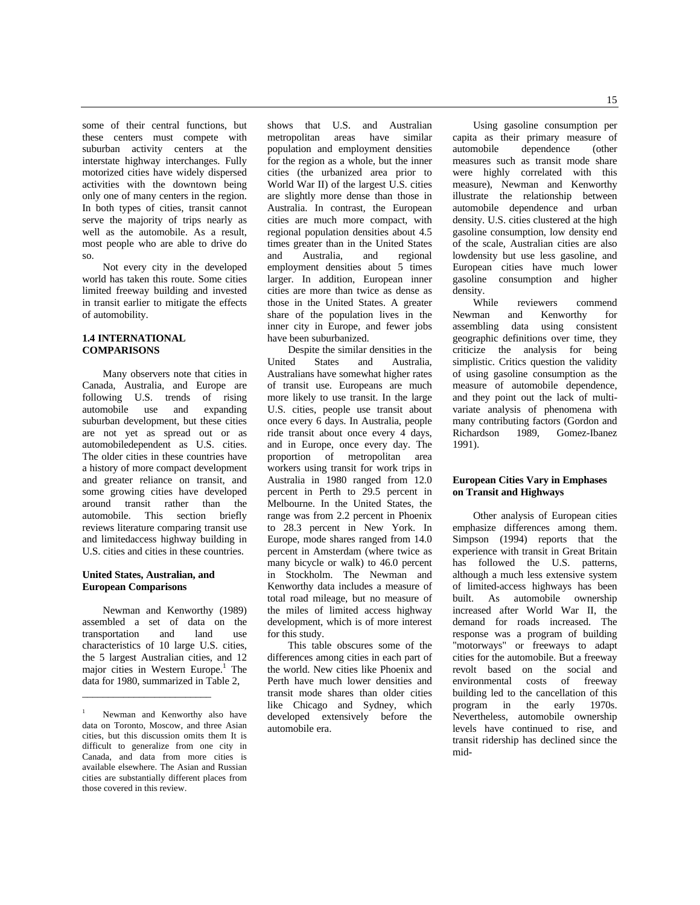some of their central functions, but these centers must compete with suburban activity centers at the interstate highway interchanges. Fully motorized cities have widely dispersed activities with the downtown being only one of many centers in the region. In both types of cities, transit cannot serve the majority of trips nearly as well as the automobile. As a result, most people who are able to drive do so.

Not every city in the developed world has taken this route. Some cities limited freeway building and invested in transit earlier to mitigate the effects of automobility.

### 1.4 INTERNATIONAL COMPARISONS

Many observers note that cities in Canada, Australia, and Europe are following U.S. trends of rising automobile use and expanding suburban development, but these cities are not yet as spread out or as automobiledependent as U.S. cities. The older cities in these countries have a history of more compact development and greater reliance on transit, and some growing cities have developed around transit rather than the automobile. This section briefly reviews literature comparing transit use and limitedaccess highway building in U.S. cities and cities in these countries.

#### United States, Australian, and European Comparisons

Newman and Kenworthy (1989) assembled a set of data on the transportation and land use characteristics of 10 large U.S. cities, the 5 largest Australian cities, and 12 major cities in Western Europe.[1] The data for 1980, summarized in Table 2, shows that U.S. and Australian metropolitan areas have similar population and employment densities for the region as a whole, but the inner cities (the urbanized area prior to World War II) of the largest U.S. cities are slightly more dense than those in Australia. In contrast, the European cities are much more compact, with regional population densities about 4.5 times greater than in the United States and Australia, and regional employment densities about 5 times larger. In addition, European inner cities are more than twice as dense as those in the United States. A greater share of the population lives in the inner city in Europe, and fewer jobs have been suburbanized.

Despite the similar densities in the United States and Australia, Australians have somewhat higher rates of transit use. Europeans are much more likely to use transit. In the large U.S. cities, people use transit about once every 6 days. In Australia, people ride transit about once every 4 days, and in Europe, once every day. The proportion of metropolitan area workers using transit for work trips in Australia in 1980 ranged from 12.0 percent in Perth to 29.5 percent in Melbourne. In the United States, the range was from 2.2 percent in Phoenix to 28.3 percent in New York. In Europe, mode shares ranged from 14.0 percent in Amsterdam (where twice as many bicycle or walk) to 46.0 percent in Stockholm. The Newman and Kenworthy data includes a measure of total road mileage, but no measure of the miles of limited access highway development, which is of more interest for this study.

This table obscures some of the differences among cities in each part of the world. New cities like Phoenix and Perth have much lower densities and transit mode shares than older cities like Chicago and Sydney, which developed extensively before the automobile era.

Using gasoline consumption per capita as their primary measure of automobile dependence (other measures such as transit mode share were highly correlated with this measure), Newman and Kenworthy illustrate the relationship between automobile dependence and urban density. U.S. cities clustered at the high gasoline consumption, low density end of the scale, Australian cities are also lowdensity but use less gasoline, and European cities have much lower gasoline consumption and higher density.

While reviewers commend Newman and Kenworthy for assembling data using consistent geographic definitions over time, they criticize the analysis for being simplistic. Critics question the validity of using gasoline consumption as the measure of automobile dependence, and they point out the lack of multi-variate analysis of phenomena with many contributing factors (Gordon and Richardson 1989, Gomez-Ibanez 1991).

#### European Cities Vary in Emphases on Transit and Highways

Other analysis of European cities emphasize differences among them. Simpson (1994) reports that the experience with transit in Great Britain has followed the U.S. patterns, although a much less extensive system of limited-access highways has been built. As automobile ownership increased after World War II, the demand for roads increased. The response was a program of building "motorways" or freeways to adapt cities for the automobile. But a freeway revolt based on the social and environmental costs of freeway building led to the cancellation of this program in the early 1970s. Nevertheless, automobile ownership levels have continued to rise, and transit ridership has declined since the mid-

---

[1] Newman and Kenworthy also have data on Toronto, Moscow, and three Asian cities, but this discussion omits them It is difficult to generalize from one city in Canada, and data from more cities is available elsewhere. The Asian and Russian cities are substantially different places from those covered in this review.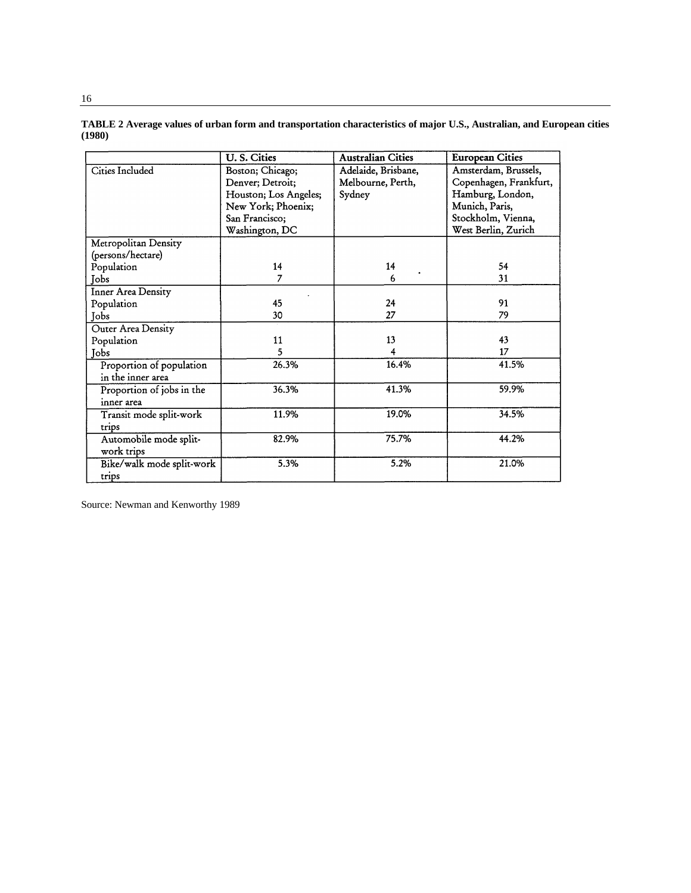**TABLE 2 Average values of urban form and transportation characteristics of major U.S., Australian, and European cities (1980)**

| | U. S. Cities | Australian Cities | European Cities |
|---|---|---|---|
| Cities Included | Boston; Chicago; Denver; Detroit; Houston; Los Angeles; New York; Phoenix; San Francisco; Washington, DC | Adelaide, Brisbane, Melbourne, Perth, Sydney | Amsterdam, Brussels, Copenhagen, Frankfurt, Hamburg, London, Munich, Paris, Stockholm, Vienna, West Berlin, Zurich |
| Metropolitan Density (persons/hectare) | | | |
| Population | 14 | 14 | 54 |
| Jobs | 7 | 6 | 31 |
| Inner Area Density | | | |
| Population | 45 | 24 | 91 |
| Jobs | 30 | 27 | 79 |
| Outer Area Density | | | |
| Population | 11 | 13 | 43 |
| Jobs | 5 | 4 | 17 |
| Proportion of population in the inner area | 26.3% | 16.4% | 41.5% |
| Proportion of jobs in the inner area | 36.3% | 41.3% | 59.9% |
| Transit mode split-work trips | 11.9% | 19.0% | 34.5% |
| Automobile mode split-work trips | 82.9% | 75.7% | 44.2% |
| Bike/walk mode split-work trips | 5.3% | 5.2% | 21.0% |

Source: Newman and Kenworthy 1989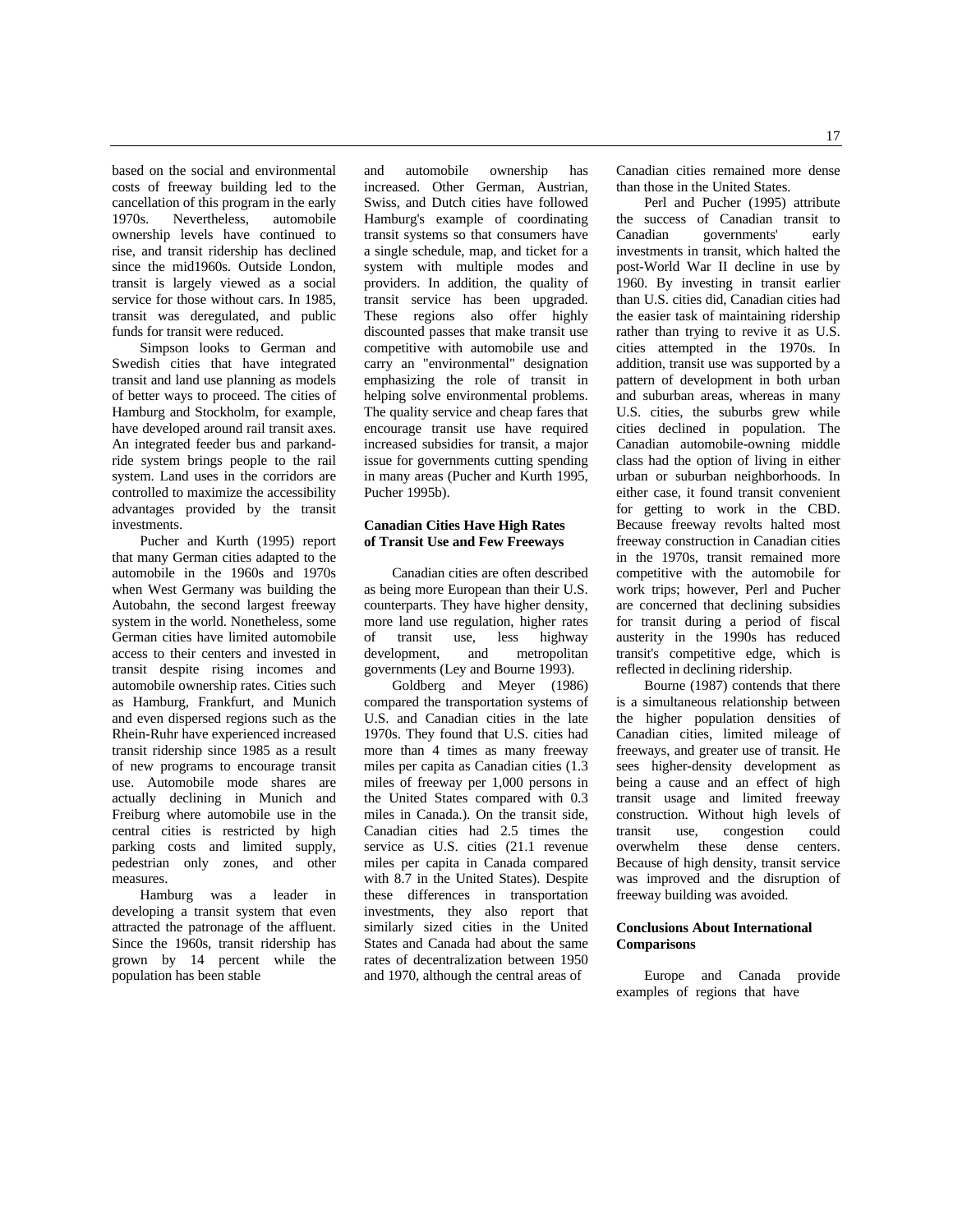based on the social and environmental costs of freeway building led to the cancellation of this program in the early 1970s. Nevertheless, automobile ownership levels have continued to rise, and transit ridership has declined since the mid1960s. Outside London, transit is largely viewed as a social service for those without cars. In 1985, transit was deregulated, and public funds for transit were reduced.

Simpson looks to German and Swedish cities that have integrated transit and land use planning as models of better ways to proceed. The cities of Hamburg and Stockholm, for example, have developed around rail transit axes. An integrated feeder bus and parkand-ride system brings people to the rail system. Land uses in the corridors are controlled to maximize the accessibility advantages provided by the transit investments.

Pucher and Kurth (1995) report that many German cities adapted to the automobile in the 1960s and 1970s when West Germany was building the Autobahn, the second largest freeway system in the world. Nonetheless, some German cities have limited automobile access to their centers and invested in transit despite rising incomes and automobile ownership rates. Cities such as Hamburg, Frankfurt, and Munich and even dispersed regions such as the Rhein-Ruhr have experienced increased transit ridership since 1985 as a result of new programs to encourage transit use. Automobile mode shares are actually declining in Munich and Freiburg where automobile use in the central cities is restricted by high parking costs and limited supply, pedestrian only zones, and other measures.

Hamburg was a leader in developing a transit system that even attracted the patronage of the affluent. Since the 1960s, transit ridership has grown by 14 percent while the population has been stable and automobile ownership has increased. Other German, Austrian, Swiss, and Dutch cities have followed Hamburg's example of coordinating transit systems so that consumers have a single schedule, map, and ticket for a system with multiple modes and providers. In addition, the quality of transit service has been upgraded. These regions also offer highly discounted passes that make transit use competitive with automobile use and carry an "environmental" designation emphasizing the role of transit in helping solve environmental problems. The quality service and cheap fares that encourage transit use have required increased subsidies for transit, a major issue for governments cutting spending in many areas (Pucher and Kurth 1995, Pucher 1995b).

### Canadian Cities Have High Rates of Transit Use and Few Freeways

Canadian cities are often described as being more European than their U.S. counterparts. They have higher density, more land use regulation, higher rates of transit use, less highway development, and metropolitan governments (Ley and Bourne 1993).

Goldberg and Meyer (1986) compared the transportation systems of U.S. and Canadian cities in the late 1970s. They found that U.S. cities had more than 4 times as many freeway miles per capita as Canadian cities (1.3 miles of freeway per 1,000 persons in the United States compared with 0.3 miles in Canada.). On the transit side, Canadian cities had 2.5 times the service as U.S. cities (21.1 revenue miles per capita in Canada compared with 8.7 in the United States). Despite these differences in transportation investments, they also report that similarly sized cities in the United States and Canada had about the same rates of decentralization between 1950 and 1970, although the central areas of Canadian cities remained more dense than those in the United States.

Perl and Pucher (1995) attribute the success of Canadian transit to Canadian governments' early investments in transit, which halted the post-World War II decline in use by 1960. By investing in transit earlier than U.S. cities did, Canadian cities had the easier task of maintaining ridership rather than trying to revive it as U.S. cities attempted in the 1970s. In addition, transit use was supported by a pattern of development in both urban and suburban areas, whereas in many U.S. cities, the suburbs grew while cities declined in population. The Canadian automobile-owning middle class had the option of living in either urban or suburban neighborhoods. In either case, it found transit convenient for getting to work in the CBD. Because freeway revolts halted most freeway construction in Canadian cities in the 1970s, transit remained more competitive with the automobile for work trips; however, Perl and Pucher are concerned that declining subsidies for transit during a period of fiscal austerity in the 1990s has reduced transit's competitive edge, which is reflected in declining ridership.

Bourne (1987) contends that there is a simultaneous relationship between the higher population densities of Canadian cities, limited mileage of freeways, and greater use of transit. He sees higher-density development as being a cause and an effect of high transit usage and limited freeway construction. Without high levels of transit use, congestion could overwhelm these dense centers. Because of high density, transit service was improved and the disruption of freeway building was avoided.

### Conclusions About International Comparisons

Europe and Canada provide examples of regions that have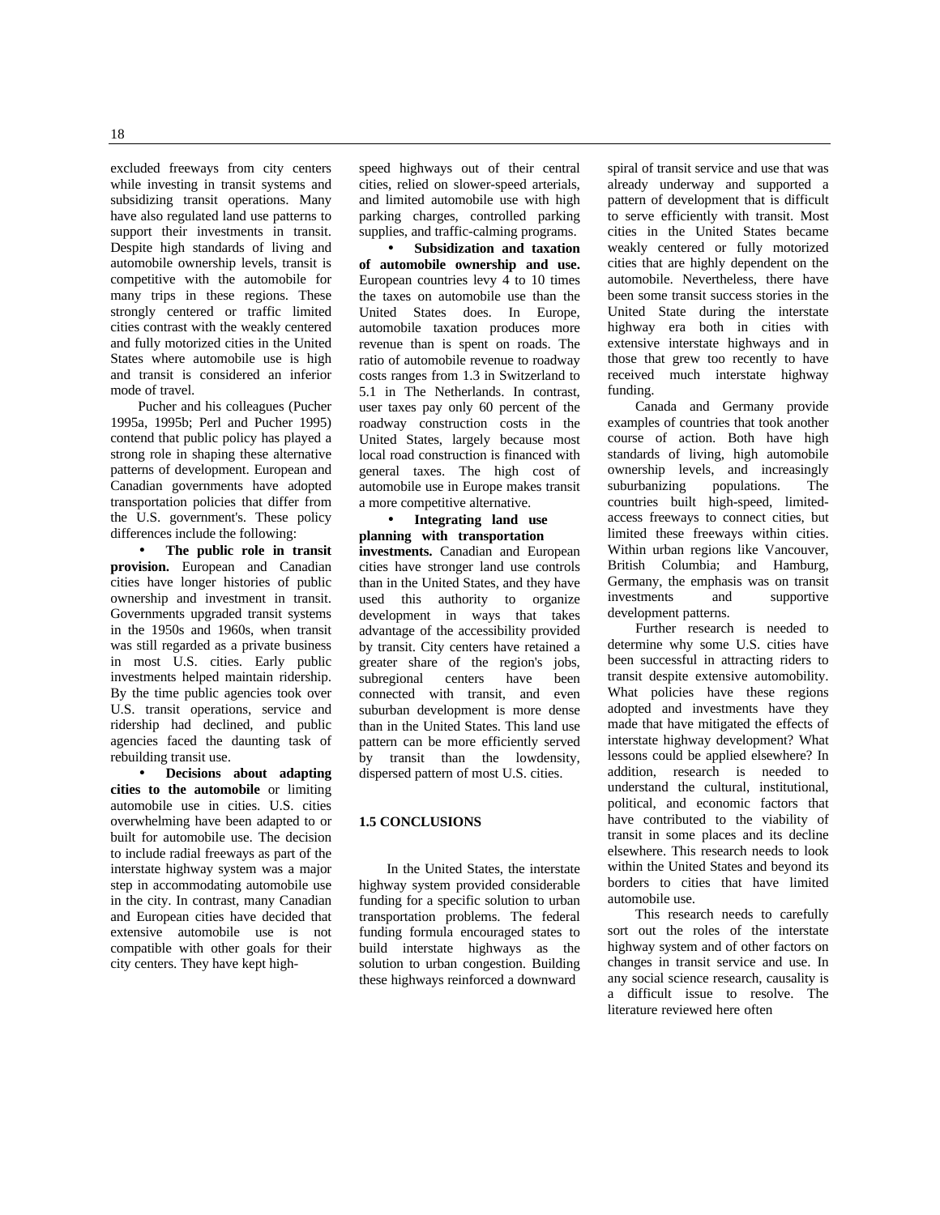excluded freeways from city centers while investing in transit systems and subsidizing transit operations. Many have also regulated land use patterns to support their investments in transit. Despite high standards of living and automobile ownership levels, transit is competitive with the automobile for many trips in these regions. These strongly centered or traffic limited cities contrast with the weakly centered and fully motorized cities in the United States where automobile use is high and transit is considered an inferior mode of travel.

Pucher and his colleagues (Pucher 1995a, 1995b; Perl and Pucher 1995) contend that public policy has played a strong role in shaping these alternative patterns of development. European and Canadian governments have adopted transportation policies that differ from the U.S. government's. These policy differences include the following:

- **The public role in transit provision.** European and Canadian cities have longer histories of public ownership and investment in transit. Governments upgraded transit systems in the 1950s and 1960s, when transit was still regarded as a private business in most U.S. cities. Early public investments helped maintain ridership. By the time public agencies took over U.S. transit operations, service and ridership had declined, and public agencies faced the daunting task of rebuilding transit use.
- **Decisions about adapting cities to the automobile** or limiting automobile use in cities. U.S. cities overwhelming have been adapted to or built for automobile use. The decision to include radial freeways as part of the interstate highway system was a major step in accommodating automobile use in the city. In contrast, many Canadian and European cities have decided that extensive automobile use is not compatible with other goals for their city centers. They have kept high-speed highways out of their central cities, relied on slower-speed arterials, and limited automobile use with high parking charges, controlled parking supplies, and traffic-calming programs.
- **Subsidization and taxation of automobile ownership and use.** European countries levy 4 to 10 times the taxes on automobile use than the United States does. In Europe, automobile taxation produces more revenue than is spent on roads. The ratio of automobile revenue to roadway costs ranges from 1.3 in Switzerland to 5.1 in The Netherlands. In contrast, user taxes pay only 60 percent of the roadway construction costs in the United States, largely because most local road construction is financed with general taxes. The high cost of automobile use in Europe makes transit a more competitive alternative.
- **Integrating land use planning with transportation investments.** Canadian and European cities have stronger land use controls than in the United States, and they have used this authority to organize development in ways that takes advantage of the accessibility provided by transit. City centers have retained a greater share of the region's jobs, subregional centers have been connected with transit, and even suburban development is more dense than in the United States. This land use pattern can be more efficiently served by transit than the lowdensity, dispersed pattern of most U.S. cities.

## 1.5 CONCLUSIONS

In the United States, the interstate highway system provided considerable funding for a specific solution to urban transportation problems. The federal funding formula encouraged states to build interstate highways as the solution to urban congestion. Building these highways reinforced a downward spiral of transit service and use that was already underway and supported a pattern of development that is difficult to serve efficiently with transit. Most cities in the United States became weakly centered or fully motorized cities that are highly dependent on the automobile. Nevertheless, there have been some transit success stories in the United State during the interstate highway era both in cities with extensive interstate highways and in those that grew too recently to have received much interstate highway funding.

Canada and Germany provide examples of countries that took another course of action. Both have high standards of living, high automobile ownership levels, and increasingly suburbanizing populations. The countries built high-speed, limited-access freeways to connect cities, but limited these freeways within cities. Within urban regions like Vancouver, British Columbia; and Hamburg, Germany, the emphasis was on transit investments and supportive development patterns.

Further research is needed to determine why some U.S. cities have been successful in attracting riders to transit despite extensive automobility. What policies have these regions adopted and investments have they made that have mitigated the effects of interstate highway development? What lessons could be applied elsewhere? In addition, research is needed to understand the cultural, institutional, political, and economic factors that have contributed to the viability of transit in some places and its decline elsewhere. This research needs to look within the United States and beyond its borders to cities that have limited automobile use.

This research needs to carefully sort out the roles of the interstate highway system and of other factors on changes in transit service and use. In any social science research, causality is a difficult issue to resolve. The literature reviewed here often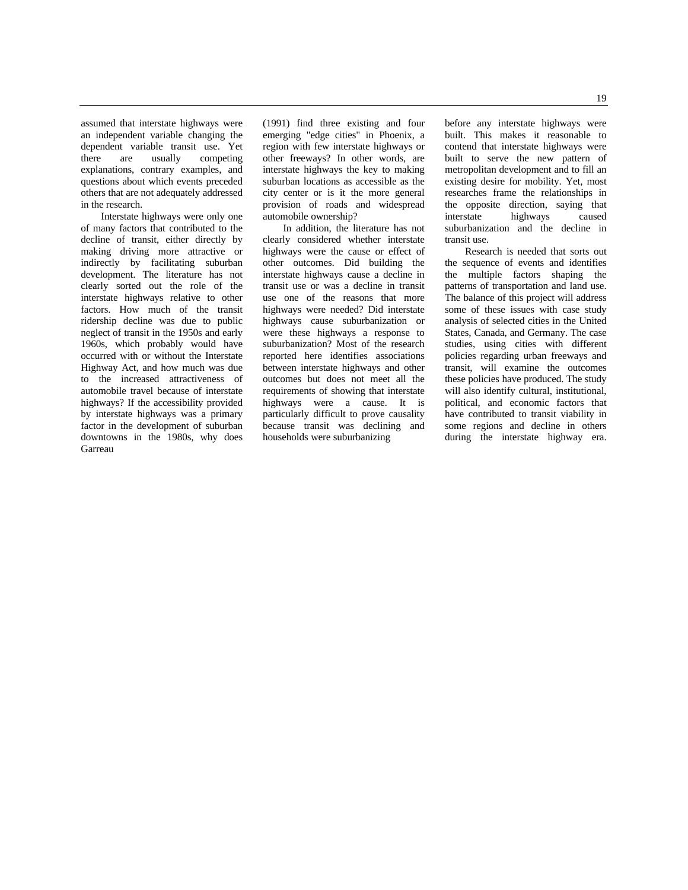assumed that interstate highways were an independent variable changing the dependent variable transit use. Yet there are usually competing explanations, contrary examples, and questions about which events preceded others that are not adequately addressed in the research.

Interstate highways were only one of many factors that contributed to the decline of transit, either directly by making driving more attractive or indirectly by facilitating suburban development. The literature has not clearly sorted out the role of the interstate highways relative to other factors. How much of the transit ridership decline was due to public neglect of transit in the 1950s and early 1960s, which probably would have occurred with or without the Interstate Highway Act, and how much was due to the increased attractiveness of automobile travel because of interstate highways? If the accessibility provided by interstate highways was a primary factor in the development of suburban downtowns in the 1980s, why does Garreau (1991) find three existing and four emerging "edge cities" in Phoenix, a region with few interstate highways or other freeways? In other words, are interstate highways the key to making suburban locations as accessible as the city center or is it the more general provision of roads and widespread automobile ownership?

In addition, the literature has not clearly considered whether interstate highways were the cause or effect of other outcomes. Did building the interstate highways cause a decline in transit use or was a decline in transit use one of the reasons that more highways were needed? Did interstate highways cause suburbanization or were these highways a response to suburbanization? Most of the research reported here identifies associations between interstate highways and other outcomes but does not meet all the requirements of showing that interstate highways were a cause. It is particularly difficult to prove causality because transit was declining and households were suburbanizing before any interstate highways were built. This makes it reasonable to contend that interstate highways were built to serve the new pattern of metropolitan development and to fill an existing desire for mobility. Yet, most researches frame the relationships in the opposite direction, saying that interstate highways caused suburbanization and the decline in transit use.

Research is needed that sorts out the sequence of events and identifies the multiple factors shaping the patterns of transportation and land use. The balance of this project will address some of these issues with case study analysis of selected cities in the United States, Canada, and Germany. The case studies, using cities with different policies regarding urban freeways and transit, will examine the outcomes these policies have produced. The study will also identify cultural, institutional, political, and economic factors that have contributed to transit viability in some regions and decline in others during the interstate highway era.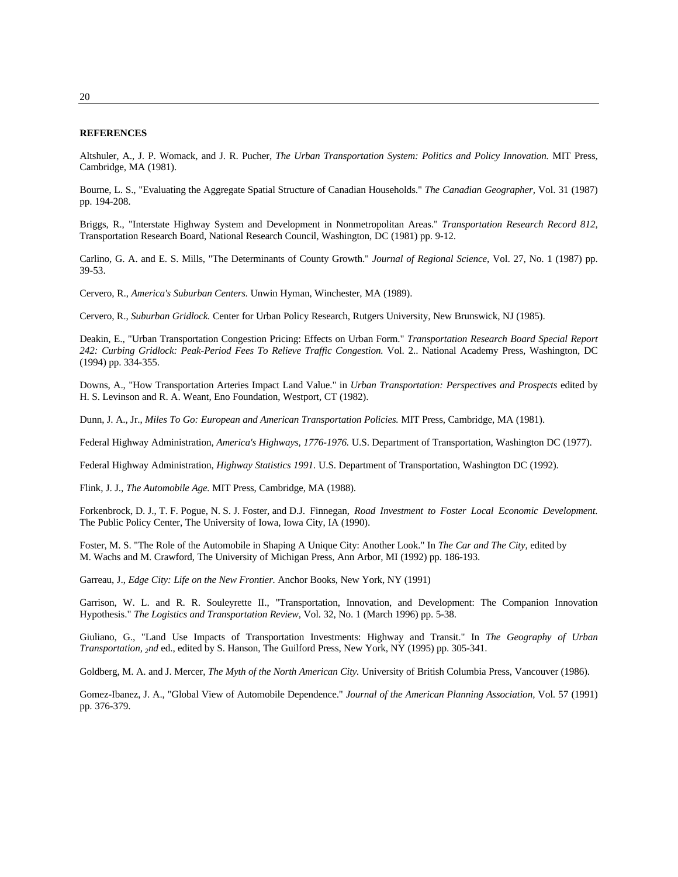**REFERENCES**

Altshuler, A., J. P. Womack, and J. R. Pucher, *The Urban Transportation System: Politics and Policy Innovation.* MIT Press, Cambridge, MA (1981).

Bourne, L. S., "Evaluating the Aggregate Spatial Structure of Canadian Households." *The Canadian Geographer,* Vol. 31 (1987) pp. 194-208.

Briggs, R., "Interstate Highway System and Development in Nonmetropolitan Areas." *Transportation Research Record 812,* Transportation Research Board, National Research Council, Washington, DC (1981) pp. 9-12.

Carlino, G. A. and E. S. Mills, "The Determinants of County Growth." *Journal of Regional Science,* Vol. 27, No. 1 (1987) pp. 39-53.

Cervero, R., *America's Suburban Centers.* Unwin Hyman, Winchester, MA (1989).

Cervero, R., *Suburban Gridlock.* Center for Urban Policy Research, Rutgers University, New Brunswick, NJ (1985).

Deakin, E., "Urban Transportation Congestion Pricing: Effects on Urban Form." *Transportation Research Board Special Report 242: Curbing Gridlock: Peak-Period Fees To Relieve Traffic Congestion.* Vol. 2.. National Academy Press, Washington, DC (1994) pp. 334-355.

Downs, A., "How Transportation Arteries Impact Land Value." in *Urban Transportation: Perspectives and Prospects* edited by H. S. Levinson and R. A. Weant, Eno Foundation, Westport, CT (1982).

Dunn, J. A., Jr., *Miles To Go: European and American Transportation Policies.* MIT Press, Cambridge, MA (1981).

Federal Highway Administration, *America's Highways, 1776-1976.* U.S. Department of Transportation, Washington DC (1977).

Federal Highway Administration, *Highway Statistics 1991.* U.S. Department of Transportation, Washington DC (1992).

Flink, J. J., *The Automobile Age.* MIT Press, Cambridge, MA (1988).

Forkenbrock, D. J., T. F. Pogue, N. S. J. Foster, and D.J. Finnegan, *Road Investment to Foster Local Economic Development.* The Public Policy Center, The University of Iowa, Iowa City, IA (1990).

Foster, M. S. "The Role of the Automobile in Shaping A Unique City: Another Look." In *The Car and The City,* edited by M. Wachs and M. Crawford, The University of Michigan Press, Ann Arbor, MI (1992) pp. 186-193.

Garreau, J., *Edge City: Life on the New Frontier.* Anchor Books, New York, NY (1991)

Garrison, W. L. and R. R. Souleyrette II., "Transportation, Innovation, and Development: The Companion Innovation Hypothesis." *The Logistics and Transportation Review,* Vol. 32, No. 1 (March 1996) pp. 5-38.

Giuliano, G., "Land Use Impacts of Transportation Investments: Highway and Transit." In *The Geography of Urban Transportation, 2nd* ed., edited by S. Hanson, The Guilford Press, New York, NY (1995) pp. 305-341.

Goldberg, M. A. and J. Mercer, *The Myth of the North American City.* University of British Columbia Press, Vancouver (1986).

Gomez-Ibanez, J. A., "Global View of Automobile Dependence." *Journal of the American Planning Association,* Vol. 57 (1991) pp. 376-379.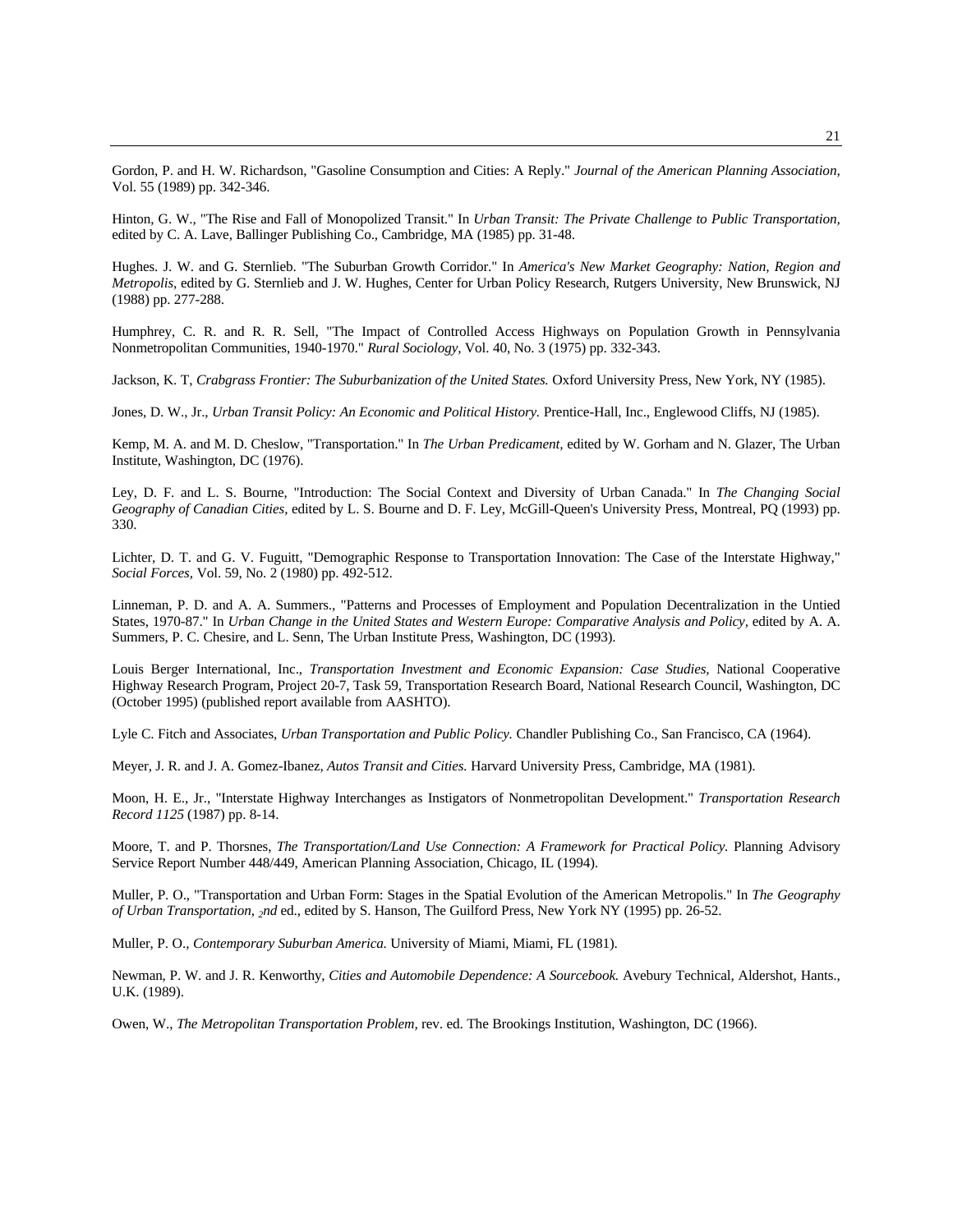Gordon, P. and H. W. Richardson, "Gasoline Consumption and Cities: A Reply." *Journal of the American Planning Association,* Vol. 55 (1989) pp. 342-346.

Hinton, G. W., "The Rise and Fall of Monopolized Transit." In *Urban Transit: The Private Challenge to Public Transportation,* edited by C. A. Lave, Ballinger Publishing Co., Cambridge, MA (1985) pp. 31-48.

Hughes. J. W. and G. Sternlieb. "The Suburban Growth Corridor." In *America's New Market Geography: Nation, Region and Metropolis*, edited by G. Sternlieb and J. W. Hughes, Center for Urban Policy Research, Rutgers University, New Brunswick, NJ (1988) pp. 277-288.

Humphrey, C. R. and R. R. Sell, "The Impact of Controlled Access Highways on Population Growth in Pennsylvania Nonmetropolitan Communities, 1940-1970." *Rural Sociology,* Vol. 40, No. 3 (1975) pp. 332-343.

Jackson, K. T, *Crabgrass Frontier: The Suburbanization of the United States.* Oxford University Press, New York, NY (1985).

Jones, D. W., Jr., *Urban Transit Policy: An Economic and Political History.* Prentice-Hall, Inc., Englewood Cliffs, NJ (1985).

Kemp, M. A. and M. D. Cheslow, "Transportation." In *The Urban Predicament,* edited by W. Gorham and N. Glazer, The Urban Institute, Washington, DC (1976).

Ley, D. F. and L. S. Bourne, "Introduction: The Social Context and Diversity of Urban Canada." In *The Changing Social Geography of Canadian Cities,* edited by L. S. Bourne and D. F. Ley, McGill-Queen's University Press, Montreal, PQ (1993) pp. 330.

Lichter, D. T. and G. V. Fuguitt, "Demographic Response to Transportation Innovation: The Case of the Interstate Highway," *Social Forces,* Vol. 59, No. 2 (1980) pp. 492-512.

Linneman, P. D. and A. A. Summers., "Patterns and Processes of Employment and Population Decentralization in the Untied States, 1970-87." In *Urban Change in the United States and Western Europe: Comparative Analysis and Policy,* edited by A. A. Summers, P. C. Chesire, and L. Senn, The Urban Institute Press, Washington, DC (1993).

Louis Berger International, Inc., *Transportation Investment and Economic Expansion: Case Studies,* National Cooperative Highway Research Program, Project 20-7, Task 59, Transportation Research Board, National Research Council, Washington, DC (October 1995) (published report available from AASHTO).

Lyle C. Fitch and Associates, *Urban Transportation and Public Policy.* Chandler Publishing Co., San Francisco, CA (1964).

Meyer, J. R. and J. A. Gomez-Ibanez, *Autos Transit and Cities.* Harvard University Press, Cambridge, MA (1981).

Moon, H. E., Jr., "Interstate Highway Interchanges as Instigators of Nonmetropolitan Development." *Transportation Research Record 1125* (1987) pp. 8-14.

Moore, T. and P. Thorsnes, *The Transportation/Land Use Connection: A Framework for Practical Policy.* Planning Advisory Service Report Number 448/449, American Planning Association, Chicago, IL (1994).

Muller, P. O., "Transportation and Urban Form: Stages in the Spatial Evolution of the American Metropolis." In *The Geography of Urban Transportation, 2nd* ed., edited by S. Hanson, The Guilford Press, New York NY (1995) pp. 26-52.

Muller, P. O., *Contemporary Suburban America.* University of Miami, Miami, FL (1981).

Newman, P. W. and J. R. Kenworthy, *Cities and Automobile Dependence: A Sourcebook.* Avebury Technical, Aldershot, Hants., U.K. (1989).

Owen, W., *The Metropolitan Transportation Problem,* rev. ed. The Brookings Institution, Washington, DC (1966).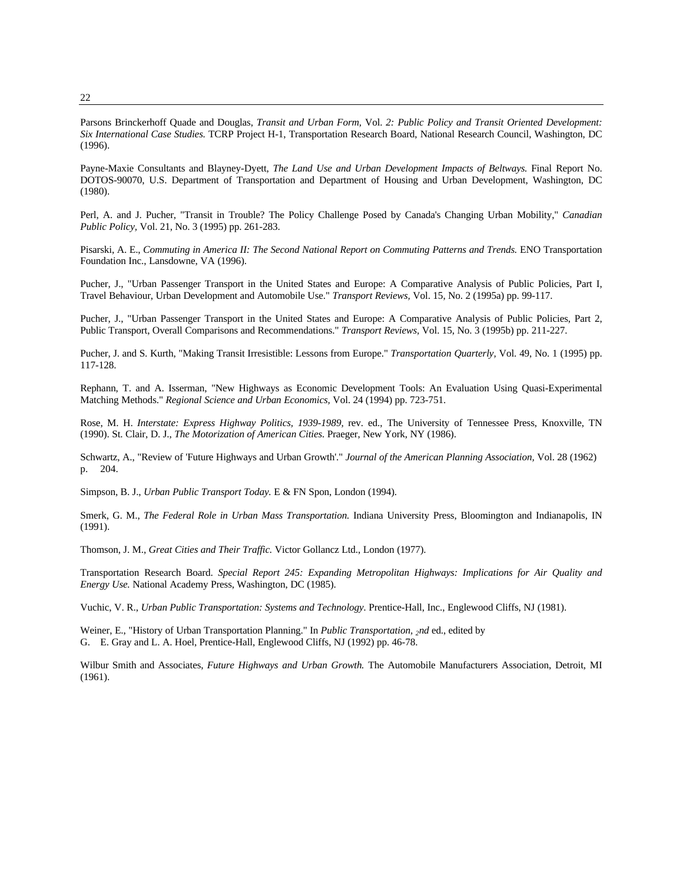Parsons Brinckerhoff Quade and Douglas, *Transit and Urban Form,* Vol. *2: Public Policy and Transit Oriented Development: Six International Case Studies.* TCRP Project H-1, Transportation Research Board, National Research Council, Washington, DC (1996).

Payne-Maxie Consultants and Blayney-Dyett, *The Land Use and Urban Development Impacts of Beltways.* Final Report No. DOTOS-90070, U.S. Department of Transportation and Department of Housing and Urban Development, Washington, DC (1980).

Perl, A. and J. Pucher, "Transit in Trouble? The Policy Challenge Posed by Canada's Changing Urban Mobility," *Canadian Public Policy,* Vol. 21, No. 3 (1995) pp. 261-283.

Pisarski, A. E., *Commuting in America II: The Second National Report on Commuting Patterns and Trends.* ENO Transportation Foundation Inc., Lansdowne, VA (1996).

Pucher, J., "Urban Passenger Transport in the United States and Europe: A Comparative Analysis of Public Policies, Part I, Travel Behaviour, Urban Development and Automobile Use." *Transport Reviews,* Vol. 15, No. 2 (1995a) pp. 99-117.

Pucher, J., "Urban Passenger Transport in the United States and Europe: A Comparative Analysis of Public Policies, Part 2, Public Transport, Overall Comparisons and Recommendations." *Transport Reviews,* Vol. 15, No. 3 (1995b) pp. 211-227.

Pucher, J. and S. Kurth, "Making Transit Irresistible: Lessons from Europe." *Transportation Quarterly,* Vol. 49, No. 1 (1995) pp. 117-128.

Rephann, T. and A. Isserman, "New Highways as Economic Development Tools: An Evaluation Using Quasi-Experimental Matching Methods." *Regional Science and Urban Economics,* Vol. 24 (1994) pp. 723-751.

Rose, M. H. *Interstate: Express Highway Politics, 1939-1989,* rev. ed., The University of Tennessee Press, Knoxville, TN (1990). St. Clair, D. J., *The Motorization of American Cities.* Praeger, New York, NY (1986).

Schwartz, A., "Review of 'Future Highways and Urban Growth'." *Journal of the American Planning Association,* Vol. 28 (1962) p. 204.

Simpson, B. J., *Urban Public Transport Today.* E & FN Spon, London (1994).

Smerk, G. M., *The Federal Role in Urban Mass Transportation.* Indiana University Press, Bloomington and Indianapolis, IN (1991).

Thomson, J. M., *Great Cities and Their Traffic.* Victor Gollancz Ltd., London (1977).

Transportation Research Board. *Special Report 245: Expanding Metropolitan Highways: Implications for Air Quality and Energy Use.* National Academy Press, Washington, DC (1985).

Vuchic, V. R., *Urban Public Transportation: Systems and Technology.* Prentice-Hall, Inc., Englewood Cliffs, NJ (1981).

Weiner, E., "History of Urban Transportation Planning." In *Public Transportation,* 2nd ed., edited by G. E. Gray and L. A. Hoel, Prentice-Hall, Englewood Cliffs, NJ (1992) pp. 46-78.

Wilbur Smith and Associates, *Future Highways and Urban Growth.* The Automobile Manufacturers Association, Detroit, MI (1961).